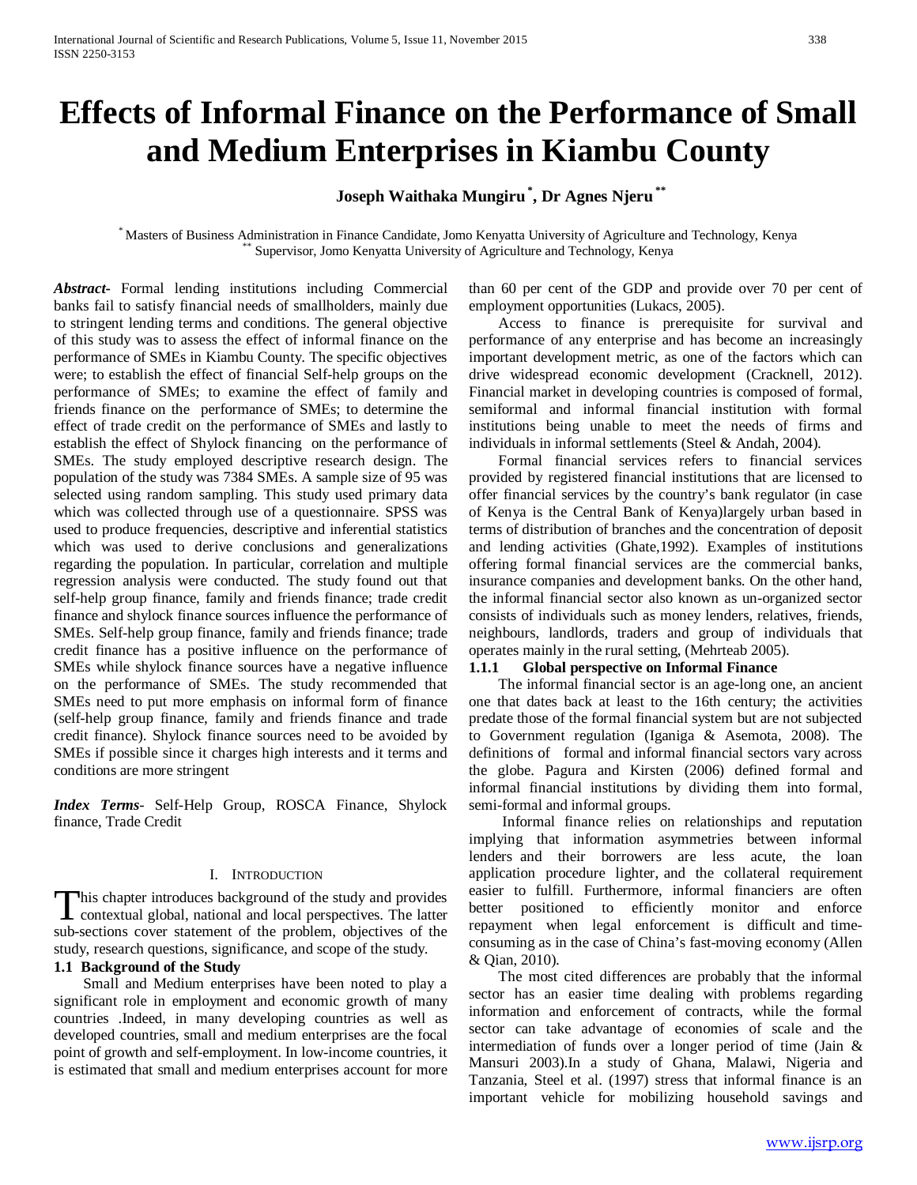# Effects of Informal Finance on the Performance of Small and Medium Enterprises in Kiambu County

**Joseph Waithaka Mungiru [*], Dr Agnes Njeru [**]**

[*] Masters of Business Administration in Finance Candidate, Jomo Kenyatta University of Agriculture and Technology, Kenya
[**] Supervisor, Jomo Kenyatta University of Agriculture and Technology, Kenya

***Abstract-*** Formal lending institutions including Commercial banks fail to satisfy financial needs of smallholders, mainly due to stringent lending terms and conditions. The general objective of this study was to assess the effect of informal finance on the performance of SMEs in Kiambu County. The specific objectives were; to establish the effect of financial Self-help groups on the performance of SMEs; to examine the effect of family and friends finance on the performance of SMEs; to determine the effect of trade credit on the performance of SMEs and lastly to establish the effect of Shylock financing on the performance of SMEs. The study employed descriptive research design. The population of the study was 7384 SMEs. A sample size of 95 was selected using random sampling. This study used primary data which was collected through use of a questionnaire. SPSS was used to produce frequencies, descriptive and inferential statistics which was used to derive conclusions and generalizations regarding the population. In particular, correlation and multiple regression analysis were conducted. The study found out that self-help group finance, family and friends finance; trade credit finance and shylock finance sources influence the performance of SMEs. Self-help group finance, family and friends finance; trade credit finance has a positive influence on the performance of SMEs while shylock finance sources have a negative influence on the performance of SMEs. The study recommended that SMEs need to put more emphasis on informal form of finance (self-help group finance, family and friends finance and trade credit finance). Shylock finance sources need to be avoided by SMEs if possible since it charges high interests and it terms and conditions are more stringent

***Index Terms*-** Self-Help Group, ROSCA Finance, Shylock finance, Trade Credit

## I. Introduction

This chapter introduces background of the study and provides contextual global, national and local perspectives. The latter sub-sections cover statement of the problem, objectives of the study, research questions, significance, and scope of the study.

### 1.1 Background of the Study

Small and Medium enterprises have been noted to play a significant role in employment and economic growth of many countries .Indeed, in many developing countries as well as developed countries, small and medium enterprises are the focal point of growth and self-employment. In low-income countries, it is estimated that small and medium enterprises account for more than 60 per cent of the GDP and provide over 70 per cent of employment opportunities (Lukacs, 2005).

Access to finance is prerequisite for survival and performance of any enterprise and has become an increasingly important development metric, as one of the factors which can drive widespread economic development (Cracknell, 2012). Financial market in developing countries is composed of formal, semiformal and informal financial institution with formal institutions being unable to meet the needs of firms and individuals in informal settlements (Steel & Andah, 2004).

Formal financial services refers to financial services provided by registered financial institutions that are licensed to offer financial services by the country's bank regulator (in case of Kenya is the Central Bank of Kenya)largely urban based in terms of distribution of branches and the concentration of deposit and lending activities (Ghate,1992). Examples of institutions offering formal financial services are the commercial banks, insurance companies and development banks. On the other hand, the informal financial sector also known as un-organized sector consists of individuals such as money lenders, relatives, friends, neighbours, landlords, traders and group of individuals that operates mainly in the rural setting, (Mehrteab 2005).

#### 1.1.1 Global perspective on Informal Finance

The informal financial sector is an age-long one, an ancient one that dates back at least to the 16th century; the activities predate those of the formal financial system but are not subjected to Government regulation (Iganiga & Asemota, 2008). The definitions of formal and informal financial sectors vary across the globe. Pagura and Kirsten (2006) defined formal and informal financial institutions by dividing them into formal, semi-formal and informal groups.

Informal finance relies on relationships and reputation implying that information asymmetries between informal lenders and their borrowers are less acute, the loan application procedure lighter, and the collateral requirement easier to fulfill. Furthermore, informal financiers are often better positioned to efficiently monitor and enforce repayment when legal enforcement is difficult and time-consuming as in the case of China's fast-moving economy (Allen & Qian, 2010).

The most cited differences are probably that the informal sector has an easier time dealing with problems regarding information and enforcement of contracts, while the formal sector can take advantage of economies of scale and the intermediation of funds over a longer period of time (Jain & Mansuri 2003).In a study of Ghana, Malawi, Nigeria and Tanzania, Steel et al. (1997) stress that informal finance is an important vehicle for mobilizing household savings and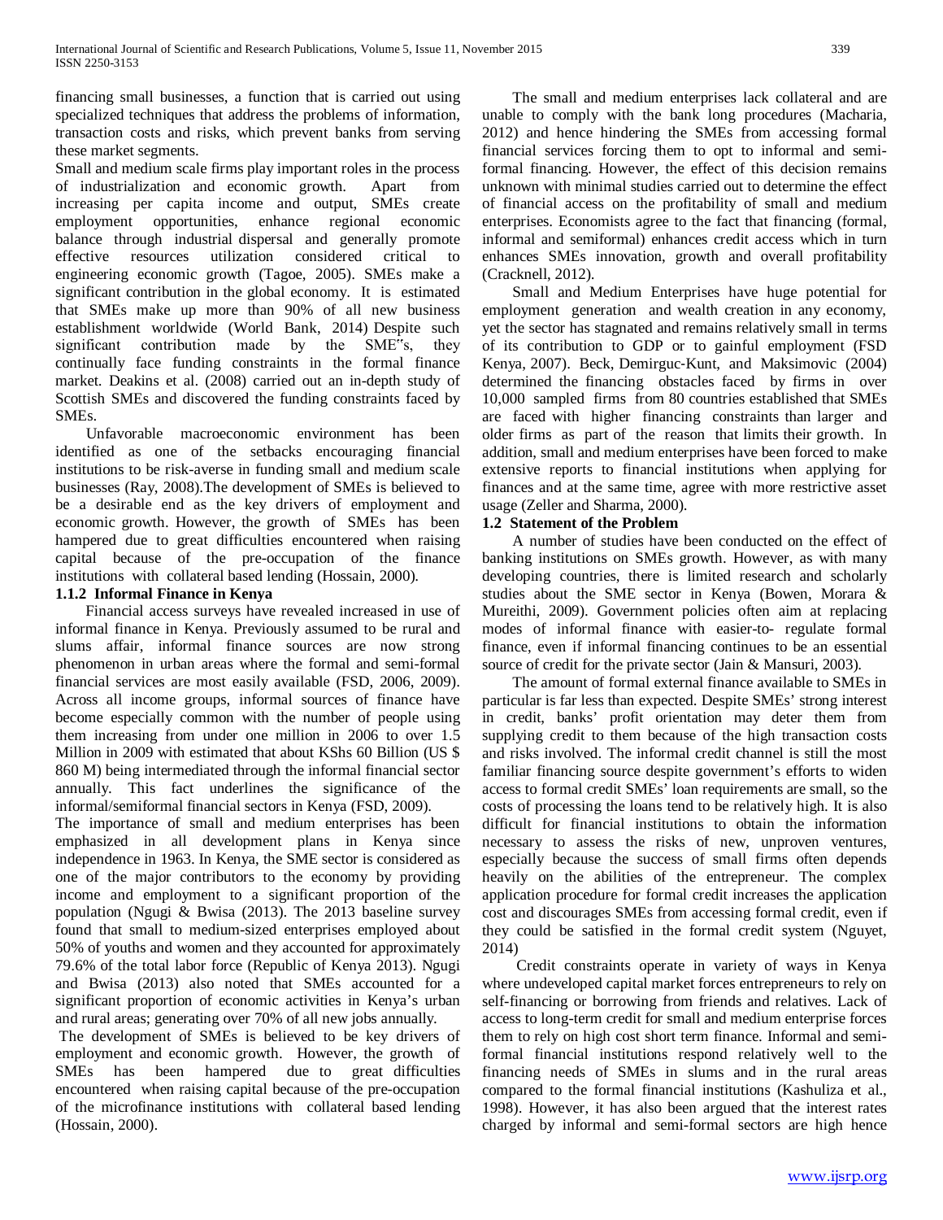financing small businesses, a function that is carried out using specialized techniques that address the problems of information, transaction costs and risks, which prevent banks from serving these market segments.

Small and medium scale firms play important roles in the process of industrialization and economic growth. Apart from increasing per capita income and output, SMEs create employment opportunities, enhance regional economic balance through industrial dispersal and generally promote effective resources utilization considered critical to engineering economic growth (Tagoe, 2005). SMEs make a significant contribution in the global economy. It is estimated that SMEs make up more than 90% of all new business establishment worldwide (World Bank, 2014) Despite such significant contribution made by the SME‟s, they continually face funding constraints in the formal finance market. Deakins et al. (2008) carried out an in-depth study of Scottish SMEs and discovered the funding constraints faced by SMEs.

Unfavorable macroeconomic environment has been identified as one of the setbacks encouraging financial institutions to be risk-averse in funding small and medium scale businesses (Ray, 2008).The development of SMEs is believed to be a desirable end as the key drivers of employment and economic growth. However, the growth of SMEs has been hampered due to great difficulties encountered when raising capital because of the pre-occupation of the finance institutions with collateral based lending (Hossain, 2000).

### 1.1.2 Informal Finance in Kenya

Financial access surveys have revealed increased in use of informal finance in Kenya. Previously assumed to be rural and slums affair, informal finance sources are now strong phenomenon in urban areas where the formal and semi-formal financial services are most easily available (FSD, 2006, 2009). Across all income groups, informal sources of finance have become especially common with the number of people using them increasing from under one million in 2006 to over 1.5 Million in 2009 with estimated that about KShs 60 Billion (US $ 860 M) being intermediated through the informal financial sector annually. This fact underlines the significance of the informal/semiformal financial sectors in Kenya (FSD, 2009).

The importance of small and medium enterprises has been emphasized in all development plans in Kenya since independence in 1963. In Kenya, the SME sector is considered as one of the major contributors to the economy by providing income and employment to a significant proportion of the population (Ngugi & Bwisa (2013). The 2013 baseline survey found that small to medium-sized enterprises employed about 50% of youths and women and they accounted for approximately 79.6% of the total labor force (Republic of Kenya 2013). Ngugi and Bwisa (2013) also noted that SMEs accounted for a significant proportion of economic activities in Kenya's urban and rural areas; generating over 70% of all new jobs annually.

The development of SMEs is believed to be key drivers of employment and economic growth. However, the growth of SMEs has been hampered due to great difficulties encountered when raising capital because of the pre-occupation of the microfinance institutions with collateral based lending (Hossain, 2000).

The small and medium enterprises lack collateral and are unable to comply with the bank long procedures (Macharia, 2012) and hence hindering the SMEs from accessing formal financial services forcing them to opt to informal and semi-formal financing. However, the effect of this decision remains unknown with minimal studies carried out to determine the effect of financial access on the profitability of small and medium enterprises. Economists agree to the fact that financing (formal, informal and semiformal) enhances credit access which in turn enhances SMEs innovation, growth and overall profitability (Cracknell, 2012).

Small and Medium Enterprises have huge potential for employment generation and wealth creation in any economy, yet the sector has stagnated and remains relatively small in terms of its contribution to GDP or to gainful employment (FSD Kenya, 2007). Beck, Demirguc-Kunt, and Maksimovic (2004) determined the financing obstacles faced by firms in over 10,000 sampled firms from 80 countries established that SMEs are faced with higher financing constraints than larger and older firms as part of the reason that limits their growth. In addition, small and medium enterprises have been forced to make extensive reports to financial institutions when applying for finances and at the same time, agree with more restrictive asset usage (Zeller and Sharma, 2000).

## 1.2 Statement of the Problem

A number of studies have been conducted on the effect of banking institutions on SMEs growth. However, as with many developing countries, there is limited research and scholarly studies about the SME sector in Kenya (Bowen, Morara & Mureithi, 2009). Government policies often aim at replacing modes of informal finance with easier-to- regulate formal finance, even if informal financing continues to be an essential source of credit for the private sector (Jain & Mansuri, 2003).

The amount of formal external finance available to SMEs in particular is far less than expected. Despite SMEs' strong interest in credit, banks' profit orientation may deter them from supplying credit to them because of the high transaction costs and risks involved. The informal credit channel is still the most familiar financing source despite government's efforts to widen access to formal credit SMEs' loan requirements are small, so the costs of processing the loans tend to be relatively high. It is also difficult for financial institutions to obtain the information necessary to assess the risks of new, unproven ventures, especially because the success of small firms often depends heavily on the abilities of the entrepreneur. The complex application procedure for formal credit increases the application cost and discourages SMEs from accessing formal credit, even if they could be satisfied in the formal credit system (Nguyet, 2014)

Credit constraints operate in variety of ways in Kenya where undeveloped capital market forces entrepreneurs to rely on self-financing or borrowing from friends and relatives. Lack of access to long-term credit for small and medium enterprise forces them to rely on high cost short term finance. Informal and semi-formal financial institutions respond relatively well to the financing needs of SMEs in slums and in the rural areas compared to the formal financial institutions (Kashuliza et al., 1998). However, it has also been argued that the interest rates charged by informal and semi-formal sectors are high hence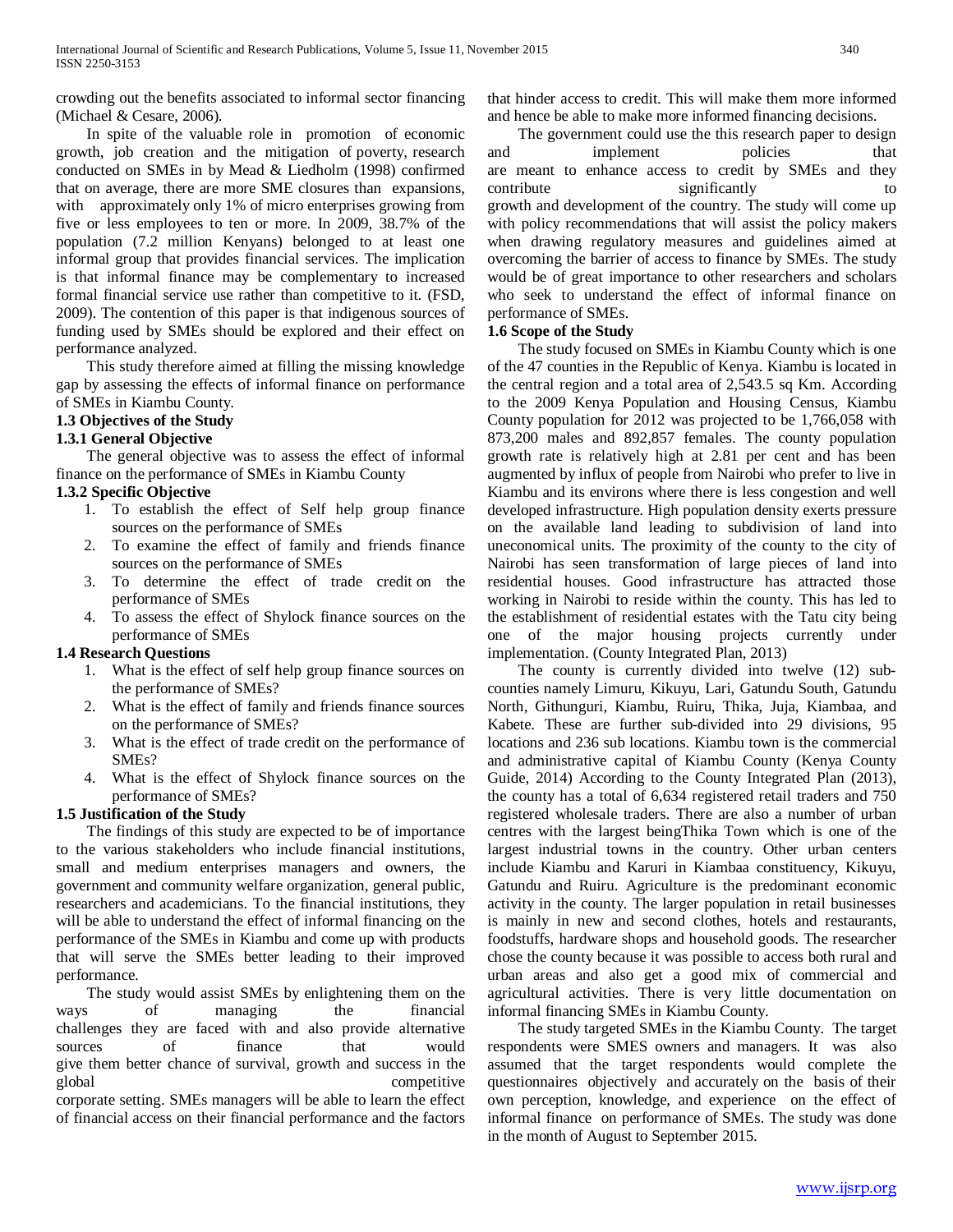crowding out the benefits associated to informal sector financing (Michael & Cesare, 2006).

In spite of the valuable role in promotion of economic growth, job creation and the mitigation of poverty, research conducted on SMEs in by Mead & Liedholm (1998) confirmed that on average, there are more SME closures than expansions, with approximately only 1% of micro enterprises growing from five or less employees to ten or more. In 2009, 38.7% of the population (7.2 million Kenyans) belonged to at least one informal group that provides financial services. The implication is that informal finance may be complementary to increased formal financial service use rather than competitive to it. (FSD, 2009). The contention of this paper is that indigenous sources of funding used by SMEs should be explored and their effect on performance analyzed.

This study therefore aimed at filling the missing knowledge gap by assessing the effects of informal finance on performance of SMEs in Kiambu County.

### 1.3 Objectives of the Study

#### 1.3.1 General Objective

The general objective was to assess the effect of informal finance on the performance of SMEs in Kiambu County

#### 1.3.2 Specific Objective

1. To establish the effect of Self help group finance sources on the performance of SMEs
2. To examine the effect of family and friends finance sources on the performance of SMEs
3. To determine the effect of trade credit on the performance of SMEs
4. To assess the effect of Shylock finance sources on the performance of SMEs

### 1.4 Research Questions

1. What is the effect of self help group finance sources on the performance of SMEs?
2. What is the effect of family and friends finance sources on the performance of SMEs?
3. What is the effect of trade credit on the performance of SMEs?
4. What is the effect of Shylock finance sources on the performance of SMEs?

### 1.5 Justification of the Study

The findings of this study are expected to be of importance to the various stakeholders who include financial institutions, small and medium enterprises managers and owners, the government and community welfare organization, general public, researchers and academicians. To the financial institutions, they will be able to understand the effect of informal financing on the performance of the SMEs in Kiambu and come up with products that will serve the SMEs better leading to their improved performance.

The study would assist SMEs by enlightening them on the ways of managing the financial challenges they are faced with and also provide alternative sources of finance that would give them better chance of survival, growth and success in the global competitive corporate setting. SMEs managers will be able to learn the effect of financial access on their financial performance and the factors that hinder access to credit. This will make them more informed and hence be able to make more informed financing decisions.

The government could use the this research paper to design and implement policies that are meant to enhance access to credit by SMEs and they contribute significantly to growth and development of the country. The study will come up with policy recommendations that will assist the policy makers when drawing regulatory measures and guidelines aimed at overcoming the barrier of access to finance by SMEs. The study would be of great importance to other researchers and scholars who seek to understand the effect of informal finance on performance of SMEs.

### 1.6 Scope of the Study

The study focused on SMEs in Kiambu County which is one of the 47 counties in the Republic of Kenya. Kiambu is located in the central region and a total area of 2,543.5 sq Km. According to the 2009 Kenya Population and Housing Census, Kiambu County population for 2012 was projected to be 1,766,058 with 873,200 males and 892,857 females. The county population growth rate is relatively high at 2.81 per cent and has been augmented by influx of people from Nairobi who prefer to live in Kiambu and its environs where there is less congestion and well developed infrastructure. High population density exerts pressure on the available land leading to subdivision of land into uneconomical units. The proximity of the county to the city of Nairobi has seen transformation of large pieces of land into residential houses. Good infrastructure has attracted those working in Nairobi to reside within the county. This has led to the establishment of residential estates with the Tatu city being one of the major housing projects currently under implementation. (County Integrated Plan, 2013)

The county is currently divided into twelve (12) sub-counties namely Limuru, Kikuyu, Lari, Gatundu South, Gatundu North, Githunguri, Kiambu, Ruiru, Thika, Juja, Kiambaa, and Kabete. These are further sub-divided into 29 divisions, 95 locations and 236 sub locations. Kiambu town is the commercial and administrative capital of Kiambu County (Kenya County Guide, 2014) According to the County Integrated Plan (2013), the county has a total of 6,634 registered retail traders and 750 registered wholesale traders. There are also a number of urban centres with the largest beingThika Town which is one of the largest industrial towns in the country. Other urban centers include Kiambu and Karuri in Kiambaa constituency, Kikuyu, Gatundu and Ruiru. Agriculture is the predominant economic activity in the county. The larger population in retail businesses is mainly in new and second clothes, hotels and restaurants, foodstuffs, hardware shops and household goods. The researcher chose the county because it was possible to access both rural and urban areas and also get a good mix of commercial and agricultural activities. There is very little documentation on informal financing SMEs in Kiambu County.

The study targeted SMEs in the Kiambu County. The target respondents were SMES owners and managers. It was also assumed that the target respondents would complete the questionnaires objectively and accurately on the basis of their own perception, knowledge, and experience on the effect of informal finance on performance of SMEs. The study was done in the month of August to September 2015.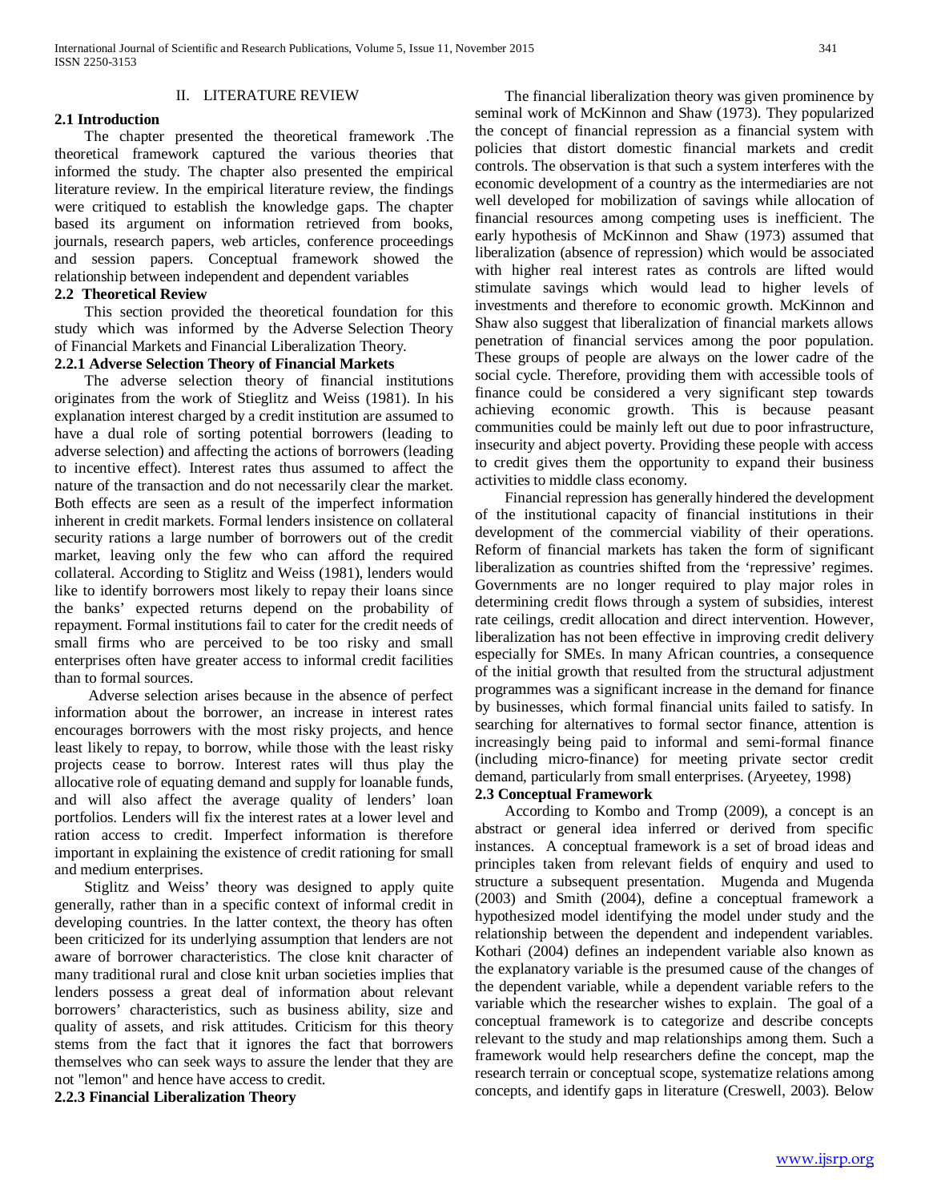## II. LITERATURE REVIEW

### 2.1 Introduction

The chapter presented the theoretical framework .The theoretical framework captured the various theories that informed the study. The chapter also presented the empirical literature review. In the empirical literature review, the findings were critiqued to establish the knowledge gaps. The chapter based its argument on information retrieved from books, journals, research papers, web articles, conference proceedings and session papers. Conceptual framework showed the relationship between independent and dependent variables

### 2.2 Theoretical Review

This section provided the theoretical foundation for this study which was informed by the Adverse Selection Theory of Financial Markets and Financial Liberalization Theory.

#### 2.2.1 Adverse Selection Theory of Financial Markets

The adverse selection theory of financial institutions originates from the work of Stieglitz and Weiss (1981). In his explanation interest charged by a credit institution are assumed to have a dual role of sorting potential borrowers (leading to adverse selection) and affecting the actions of borrowers (leading to incentive effect). Interest rates thus assumed to affect the nature of the transaction and do not necessarily clear the market. Both effects are seen as a result of the imperfect information inherent in credit markets. Formal lenders insistence on collateral security rations a large number of borrowers out of the credit market, leaving only the few who can afford the required collateral. According to Stiglitz and Weiss (1981), lenders would like to identify borrowers most likely to repay their loans since the banks' expected returns depend on the probability of repayment. Formal institutions fail to cater for the credit needs of small firms who are perceived to be too risky and small enterprises often have greater access to informal credit facilities than to formal sources.

Adverse selection arises because in the absence of perfect information about the borrower, an increase in interest rates encourages borrowers with the most risky projects, and hence least likely to repay, to borrow, while those with the least risky projects cease to borrow. Interest rates will thus play the allocative role of equating demand and supply for loanable funds, and will also affect the average quality of lenders' loan portfolios. Lenders will fix the interest rates at a lower level and ration access to credit. Imperfect information is therefore important in explaining the existence of credit rationing for small and medium enterprises.

Stiglitz and Weiss' theory was designed to apply quite generally, rather than in a specific context of informal credit in developing countries. In the latter context, the theory has often been criticized for its underlying assumption that lenders are not aware of borrower characteristics. The close knit character of many traditional rural and close knit urban societies implies that lenders possess a great deal of information about relevant borrowers' characteristics, such as business ability, size and quality of assets, and risk attitudes. Criticism for this theory stems from the fact that it ignores the fact that borrowers themselves who can seek ways to assure the lender that they are not "lemon" and hence have access to credit.

#### 2.2.3 Financial Liberalization Theory

The financial liberalization theory was given prominence by seminal work of McKinnon and Shaw (1973). They popularized the concept of financial repression as a financial system with policies that distort domestic financial markets and credit controls. The observation is that such a system interferes with the economic development of a country as the intermediaries are not well developed for mobilization of savings while allocation of financial resources among competing uses is inefficient. The early hypothesis of McKinnon and Shaw (1973) assumed that liberalization (absence of repression) which would be associated with higher real interest rates as controls are lifted would stimulate savings which would lead to higher levels of investments and therefore to economic growth. McKinnon and Shaw also suggest that liberalization of financial markets allows penetration of financial services among the poor population. These groups of people are always on the lower cadre of the social cycle. Therefore, providing them with accessible tools of finance could be considered a very significant step towards achieving economic growth. This is because peasant communities could be mainly left out due to poor infrastructure, insecurity and abject poverty. Providing these people with access to credit gives them the opportunity to expand their business activities to middle class economy.

Financial repression has generally hindered the development of the institutional capacity of financial institutions in their development of the commercial viability of their operations. Reform of financial markets has taken the form of significant liberalization as countries shifted from the 'repressive' regimes. Governments are no longer required to play major roles in determining credit flows through a system of subsidies, interest rate ceilings, credit allocation and direct intervention. However, liberalization has not been effective in improving credit delivery especially for SMEs. In many African countries, a consequence of the initial growth that resulted from the structural adjustment programmes was a significant increase in the demand for finance by businesses, which formal financial units failed to satisfy. In searching for alternatives to formal sector finance, attention is increasingly being paid to informal and semi-formal finance (including micro-finance) for meeting private sector credit demand, particularly from small enterprises. (Aryeetey, 1998)

### 2.3 Conceptual Framework

According to Kombo and Tromp (2009), a concept is an abstract or general idea inferred or derived from specific instances. A conceptual framework is a set of broad ideas and principles taken from relevant fields of enquiry and used to structure a subsequent presentation. Mugenda and Mugenda (2003) and Smith (2004), define a conceptual framework a hypothesized model identifying the model under study and the relationship between the dependent and independent variables. Kothari (2004) defines an independent variable also known as the explanatory variable is the presumed cause of the changes of the dependent variable, while a dependent variable refers to the variable which the researcher wishes to explain. The goal of a conceptual framework is to categorize and describe concepts relevant to the study and map relationships among them. Such a framework would help researchers define the concept, map the research terrain or conceptual scope, systematize relations among concepts, and identify gaps in literature (Creswell, 2003). Below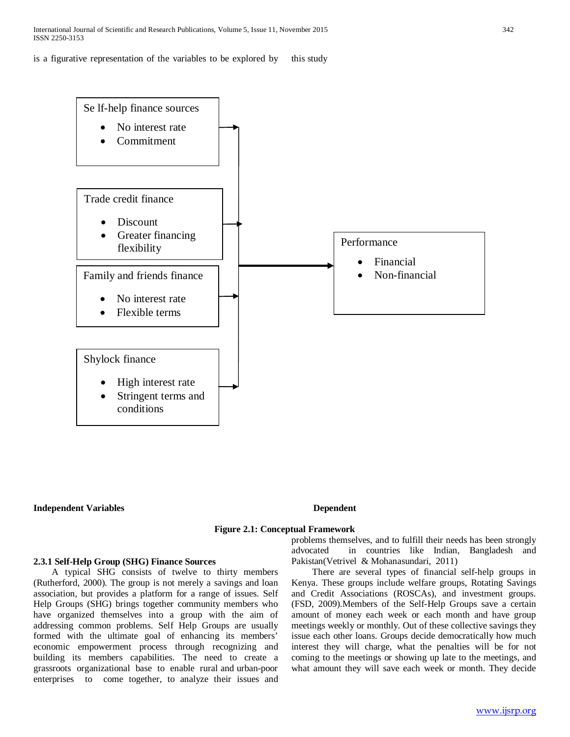is a figurative representation of the variables to be explored by this study

Se lf-help finance sources
- No interest rate
- Commitment

Trade credit finance
- Discount
- Greater financing flexibility

Family and friends finance
- No interest rate
- Flexible terms

Shylock finance
- High interest rate
- Stringent terms and conditions

Performance
- Financial
- Non-financial

**Independent Variables** **Dependent**

**Figure 2.1: Conceptual Framework**

**2.3.1 Self-Help Group (SHG) Finance Sources**

A typical SHG consists of twelve to thirty members (Rutherford, 2000). The group is not merely a savings and loan association, but provides a platform for a range of issues. Self Help Groups (SHG) brings together community members who have organized themselves into a group with the aim of addressing common problems. Self Help Groups are usually formed with the ultimate goal of enhancing its members' economic empowerment process through recognizing and building its members capabilities. The need to create a grassroots organizational base to enable rural and urban-poor enterprises to come together, to analyze their issues and problems themselves, and to fulfill their needs has been strongly advocated in countries like Indian, Bangladesh and Pakistan(Vetrivel & Mohanasundari, 2011)

There are several types of financial self-help groups in Kenya. These groups include welfare groups, Rotating Savings and Credit Associations (ROSCAs), and investment groups. (FSD, 2009).Members of the Self-Help Groups save a certain amount of money each week or each month and have group meetings weekly or monthly. Out of these collective savings they issue each other loans. Groups decide democratically how much interest they will charge, what the penalties will be for not coming to the meetings or showing up late to the meetings, and what amount they will save each week or month. They decide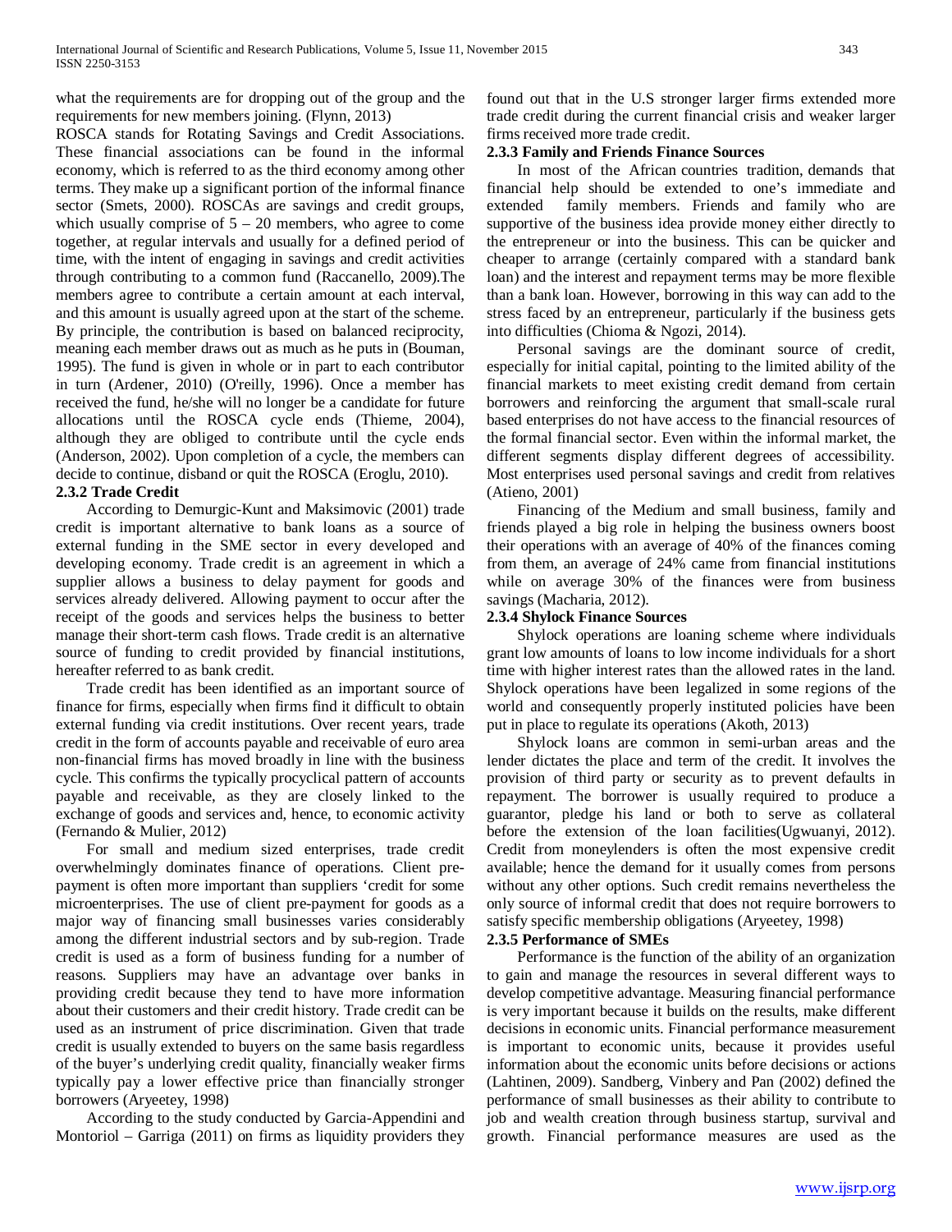what the requirements are for dropping out of the group and the requirements for new members joining. (Flynn, 2013)

ROSCA stands for Rotating Savings and Credit Associations. These financial associations can be found in the informal economy, which is referred to as the third economy among other terms. They make up a significant portion of the informal finance sector (Smets, 2000). ROSCAs are savings and credit groups, which usually comprise of 5 – 20 members, who agree to come together, at regular intervals and usually for a defined period of time, with the intent of engaging in savings and credit activities through contributing to a common fund (Raccanello, 2009).The members agree to contribute a certain amount at each interval, and this amount is usually agreed upon at the start of the scheme. By principle, the contribution is based on balanced reciprocity, meaning each member draws out as much as he puts in (Bouman, 1995). The fund is given in whole or in part to each contributor in turn (Ardener, 2010) (O'reilly, 1996). Once a member has received the fund, he/she will no longer be a candidate for future allocations until the ROSCA cycle ends (Thieme, 2004), although they are obliged to contribute until the cycle ends (Anderson, 2002). Upon completion of a cycle, the members can decide to continue, disband or quit the ROSCA (Eroglu, 2010).

### 2.3.2 Trade Credit

According to Demurgic-Kunt and Maksimovic (2001) trade credit is important alternative to bank loans as a source of external funding in the SME sector in every developed and developing economy. Trade credit is an agreement in which a supplier allows a business to delay payment for goods and services already delivered. Allowing payment to occur after the receipt of the goods and services helps the business to better manage their short-term cash flows. Trade credit is an alternative source of funding to credit provided by financial institutions, hereafter referred to as bank credit.

Trade credit has been identified as an important source of finance for firms, especially when firms find it difficult to obtain external funding via credit institutions. Over recent years, trade credit in the form of accounts payable and receivable of euro area non-financial firms has moved broadly in line with the business cycle. This confirms the typically procyclical pattern of accounts payable and receivable, as they are closely linked to the exchange of goods and services and, hence, to economic activity (Fernando & Mulier, 2012)

For small and medium sized enterprises, trade credit overwhelmingly dominates finance of operations. Client pre-payment is often more important than suppliers 'credit for some microenterprises. The use of client pre-payment for goods as a major way of financing small businesses varies considerably among the different industrial sectors and by sub-region. Trade credit is used as a form of business funding for a number of reasons. Suppliers may have an advantage over banks in providing credit because they tend to have more information about their customers and their credit history. Trade credit can be used as an instrument of price discrimination. Given that trade credit is usually extended to buyers on the same basis regardless of the buyer's underlying credit quality, financially weaker firms typically pay a lower effective price than financially stronger borrowers (Aryeetey, 1998)

According to the study conducted by Garcia-Appendini and Montoriol – Garriga (2011) on firms as liquidity providers they found out that in the U.S stronger larger firms extended more trade credit during the current financial crisis and weaker larger firms received more trade credit.

### 2.3.3 Family and Friends Finance Sources

In most of the African countries tradition, demands that financial help should be extended to one's immediate and extended family members. Friends and family who are supportive of the business idea provide money either directly to the entrepreneur or into the business. This can be quicker and cheaper to arrange (certainly compared with a standard bank loan) and the interest and repayment terms may be more flexible than a bank loan. However, borrowing in this way can add to the stress faced by an entrepreneur, particularly if the business gets into difficulties (Chioma & Ngozi, 2014).

Personal savings are the dominant source of credit, especially for initial capital, pointing to the limited ability of the financial markets to meet existing credit demand from certain borrowers and reinforcing the argument that small-scale rural based enterprises do not have access to the financial resources of the formal financial sector. Even within the informal market, the different segments display different degrees of accessibility. Most enterprises used personal savings and credit from relatives (Atieno, 2001)

Financing of the Medium and small business, family and friends played a big role in helping the business owners boost their operations with an average of 40% of the finances coming from them, an average of 24% came from financial institutions while on average 30% of the finances were from business savings (Macharia, 2012).

### 2.3.4 Shylock Finance Sources

Shylock operations are loaning scheme where individuals grant low amounts of loans to low income individuals for a short time with higher interest rates than the allowed rates in the land. Shylock operations have been legalized in some regions of the world and consequently properly instituted policies have been put in place to regulate its operations (Akoth, 2013)

Shylock loans are common in semi-urban areas and the lender dictates the place and term of the credit. It involves the provision of third party or security as to prevent defaults in repayment. The borrower is usually required to produce a guarantor, pledge his land or both to serve as collateral before the extension of the loan facilities(Ugwuanyi, 2012). Credit from moneylenders is often the most expensive credit available; hence the demand for it usually comes from persons without any other options. Such credit remains nevertheless the only source of informal credit that does not require borrowers to satisfy specific membership obligations (Aryeetey, 1998)

### 2.3.5 Performance of SMEs

Performance is the function of the ability of an organization to gain and manage the resources in several different ways to develop competitive advantage. Measuring financial performance is very important because it builds on the results, make different decisions in economic units. Financial performance measurement is important to economic units, because it provides useful information about the economic units before decisions or actions (Lahtinen, 2009). Sandberg, Vinbery and Pan (2002) defined the performance of small businesses as their ability to contribute to job and wealth creation through business startup, survival and growth. Financial performance measures are used as the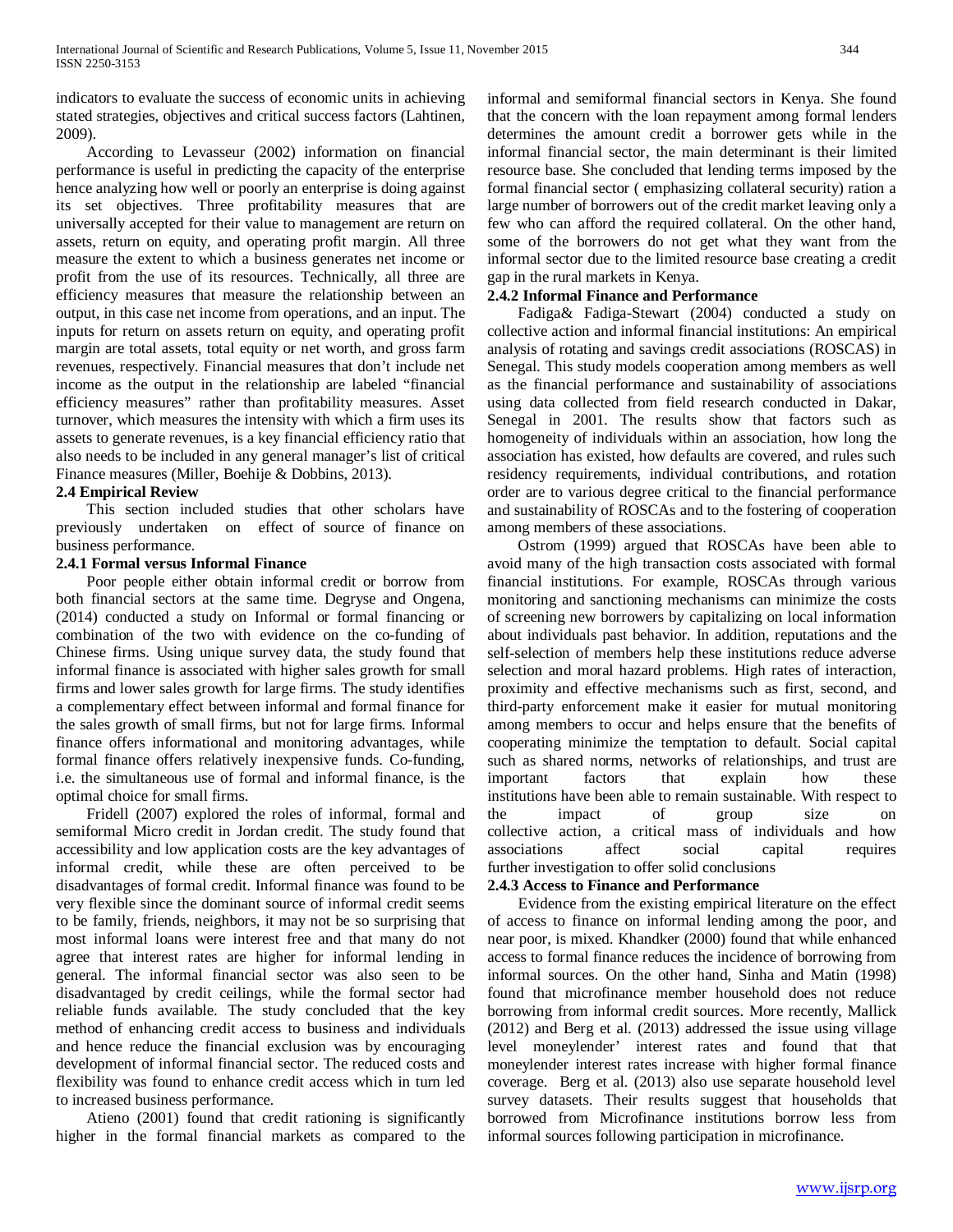indicators to evaluate the success of economic units in achieving stated strategies, objectives and critical success factors (Lahtinen, 2009).

According to Levasseur (2002) information on financial performance is useful in predicting the capacity of the enterprise hence analyzing how well or poorly an enterprise is doing against its set objectives. Three profitability measures that are universally accepted for their value to management are return on assets, return on equity, and operating profit margin. All three measure the extent to which a business generates net income or profit from the use of its resources. Technically, all three are efficiency measures that measure the relationship between an output, in this case net income from operations, and an input. The inputs for return on assets return on equity, and operating profit margin are total assets, total equity or net worth, and gross farm revenues, respectively. Financial measures that don't include net income as the output in the relationship are labeled "financial efficiency measures" rather than profitability measures. Asset turnover, which measures the intensity with which a firm uses its assets to generate revenues, is a key financial efficiency ratio that also needs to be included in any general manager's list of critical Finance measures (Miller, Boehije & Dobbins, 2013).

### 2.4 Empirical Review

This section included studies that other scholars have previously undertaken on effect of source of finance on business performance.

#### 2.4.1 Formal versus Informal Finance

Poor people either obtain informal credit or borrow from both financial sectors at the same time. Degryse and Ongena, (2014) conducted a study on Informal or formal financing or combination of the two with evidence on the co-funding of Chinese firms. Using unique survey data, the study found that informal finance is associated with higher sales growth for small firms and lower sales growth for large firms. The study identifies a complementary effect between informal and formal finance for the sales growth of small firms, but not for large firms. Informal finance offers informational and monitoring advantages, while formal finance offers relatively inexpensive funds. Co-funding, i.e. the simultaneous use of formal and informal finance, is the optimal choice for small firms.

Fridell (2007) explored the roles of informal, formal and semiformal Micro credit in Jordan credit. The study found that accessibility and low application costs are the key advantages of informal credit, while these are often perceived to be disadvantages of formal credit. Informal finance was found to be very flexible since the dominant source of informal credit seems to be family, friends, neighbors, it may not be so surprising that most informal loans were interest free and that many do not agree that interest rates are higher for informal lending in general. The informal financial sector was also seen to be disadvantaged by credit ceilings, while the formal sector had reliable funds available. The study concluded that the key method of enhancing credit access to business and individuals and hence reduce the financial exclusion was by encouraging development of informal financial sector. The reduced costs and flexibility was found to enhance credit access which in turn led to increased business performance.

Atieno (2001) found that credit rationing is significantly higher in the formal financial markets as compared to the informal and semiformal financial sectors in Kenya. She found that the concern with the loan repayment among formal lenders determines the amount credit a borrower gets while in the informal financial sector, the main determinant is their limited resource base. She concluded that lending terms imposed by the formal financial sector ( emphasizing collateral security) ration a large number of borrowers out of the credit market leaving only a few who can afford the required collateral. On the other hand, some of the borrowers do not get what they want from the informal sector due to the limited resource base creating a credit gap in the rural markets in Kenya.

#### 2.4.2 Informal Finance and Performance

Fadiga& Fadiga-Stewart (2004) conducted a study on collective action and informal financial institutions: An empirical analysis of rotating and savings credit associations (ROSCAS) in Senegal. This study models cooperation among members as well as the financial performance and sustainability of associations using data collected from field research conducted in Dakar, Senegal in 2001. The results show that factors such as homogeneity of individuals within an association, how long the association has existed, how defaults are covered, and rules such residency requirements, individual contributions, and rotation order are to various degree critical to the financial performance and sustainability of ROSCAs and to the fostering of cooperation among members of these associations.

Ostrom (1999) argued that ROSCAs have been able to avoid many of the high transaction costs associated with formal financial institutions. For example, ROSCAs through various monitoring and sanctioning mechanisms can minimize the costs of screening new borrowers by capitalizing on local information about individuals past behavior. In addition, reputations and the self-selection of members help these institutions reduce adverse selection and moral hazard problems. High rates of interaction, proximity and effective mechanisms such as first, second, and third-party enforcement make it easier for mutual monitoring among members to occur and helps ensure that the benefits of cooperating minimize the temptation to default. Social capital such as shared norms, networks of relationships, and trust are important factors that explain how these institutions have been able to remain sustainable. With respect to the impact of group size on collective action, a critical mass of individuals and how associations affect social capital requires further investigation to offer solid conclusions

#### 2.4.3 Access to Finance and Performance

Evidence from the existing empirical literature on the effect of access to finance on informal lending among the poor, and near poor, is mixed. Khandker (2000) found that while enhanced access to formal finance reduces the incidence of borrowing from informal sources. On the other hand, Sinha and Matin (1998) found that microfinance member household does not reduce borrowing from informal credit sources. More recently, Mallick (2012) and Berg et al. (2013) addressed the issue using village level moneylender' interest rates and found that that moneylender interest rates increase with higher formal finance coverage. Berg et al. (2013) also use separate household level survey datasets. Their results suggest that households that borrowed from Microfinance institutions borrow less from informal sources following participation in microfinance.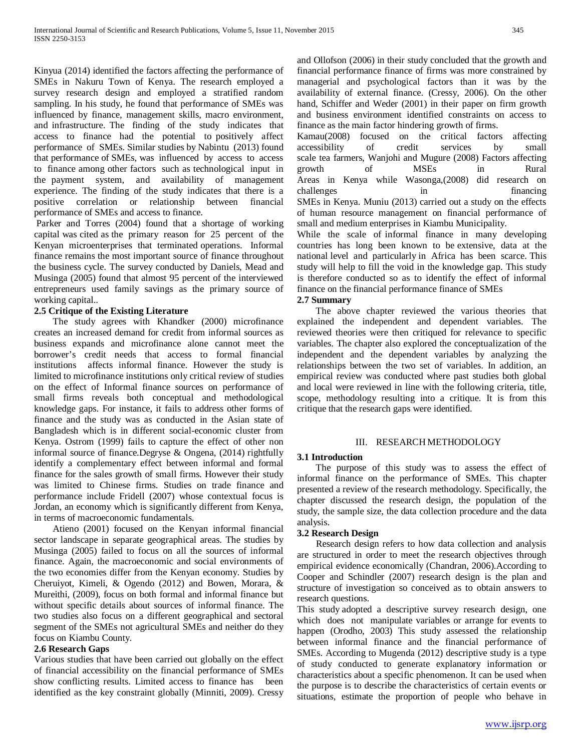Kinyua (2014) identified the factors affecting the performance of SMEs in Nakuru Town of Kenya. The research employed a survey research design and employed a stratified random sampling. In his study, he found that performance of SMEs was influenced by finance, management skills, macro environment, and infrastructure. The finding of the study indicates that access to finance had the potential to positively affect performance of SMEs. Similar studies by Nabintu (2013) found that performance of SMEs, was influenced by access to access to finance among other factors such as technological input in the payment system, and availability of management experience. The finding of the study indicates that there is a positive correlation or relationship between financial performance of SMEs and access to finance.

Parker and Torres (2004) found that a shortage of working capital was cited as the primary reason for 25 percent of the Kenyan microenterprises that terminated operations. Informal finance remains the most important source of finance throughout the business cycle. The survey conducted by Daniels, Mead and Musinga (2005) found that almost 95 percent of the interviewed entrepreneurs used family savings as the primary source of working capital..

### 2.5 Critique of the Existing Literature

The study agrees with Khandker (2000) microfinance creates an increased demand for credit from informal sources as business expands and microfinance alone cannot meet the borrower's credit needs that access to formal financial institutions affects informal finance. However the study is limited to microfinance institutions only critical review of studies on the effect of Informal finance sources on performance of small firms reveals both conceptual and methodological knowledge gaps. For instance, it fails to address other forms of finance and the study was as conducted in the Asian state of Bangladesh which is in different social-economic cluster from Kenya. Ostrom (1999) fails to capture the effect of other non informal source of finance.Degryse & Ongena, (2014) rightfully identify a complementary effect between informal and formal finance for the sales growth of small firms. However their study was limited to Chinese firms. Studies on trade finance and performance include Fridell (2007) whose contextual focus is Jordan, an economy which is significantly different from Kenya, in terms of macroeconomic fundamentals.

Atieno (2001) focused on the Kenyan informal financial sector landscape in separate geographical areas. The studies by Musinga (2005) failed to focus on all the sources of informal finance. Again, the macroeconomic and social environments of the two economies differ from the Kenyan economy. Studies by Cheruiyot, Kimeli, & Ogendo (2012) and Bowen, Morara, & Mureithi, (2009), focus on both formal and informal finance but without specific details about sources of informal finance. The two studies also focus on a different geographical and sectoral segment of the SMEs not agricultural SMEs and neither do they focus on Kiambu County.

### 2.6 Research Gaps

Various studies that have been carried out globally on the effect of financial accessibility on the financial performance of SMEs show conflicting results. Limited access to finance has been identified as the key constraint globally (Minniti, 2009). Cressy and Ollofson (2006) in their study concluded that the growth and financial performance finance of firms was more constrained by managerial and psychological factors than it was by the availability of external finance. (Cressy, 2006). On the other hand, Schiffer and Weder (2001) in their paper on firm growth and business environment identified constraints on access to finance as the main factor hindering growth of firms.

Kamau(2008) focused on the critical factors affecting accessibility of credit services by small scale tea farmers, Wanjohi and Mugure (2008) Factors affecting growth of MSEs in Rural Areas in Kenya while Wasonga,(2008) did research on challenges in financing SMEs in Kenya. Muniu (2013) carried out a study on the effects of human resource management on financial performance of small and medium enterprises in Kiambu Municipality.

While the scale of informal finance in many developing countries has long been known to be extensive, data at the national level and particularly in Africa has been scarce. This study will help to fill the void in the knowledge gap. This study is therefore conducted so as to identify the effect of informal finance on the financial performance finance of SMEs

### 2.7 Summary

The above chapter reviewed the various theories that explained the independent and dependent variables. The reviewed theories were then critiqued for relevance to specific variables. The chapter also explored the conceptualization of the independent and the dependent variables by analyzing the relationships between the two set of variables. In addition, an empirical review was conducted where past studies both global and local were reviewed in line with the following criteria, title, scope, methodology resulting into a critique. It is from this critique that the research gaps were identified.

## III. RESEARCH METHODOLOGY

### 3.1 Introduction

The purpose of this study was to assess the effect of informal finance on the performance of SMEs. This chapter presented a review of the research methodology. Specifically, the chapter discussed the research design, the population of the study, the sample size, the data collection procedure and the data analysis.

### 3.2 Research Design

Research design refers to how data collection and analysis are structured in order to meet the research objectives through empirical evidence economically (Chandran, 2006).According to Cooper and Schindler (2007) research design is the plan and structure of investigation so conceived as to obtain answers to research questions.

This study adopted a descriptive survey research design, one which does not manipulate variables or arrange for events to happen (Orodho, 2003) This study assessed the relationship between informal finance and the financial performance of SMEs. According to Mugenda (2012) descriptive study is a type of study conducted to generate explanatory information or characteristics about a specific phenomenon. It can be used when the purpose is to describe the characteristics of certain events or situations, estimate the proportion of people who behave in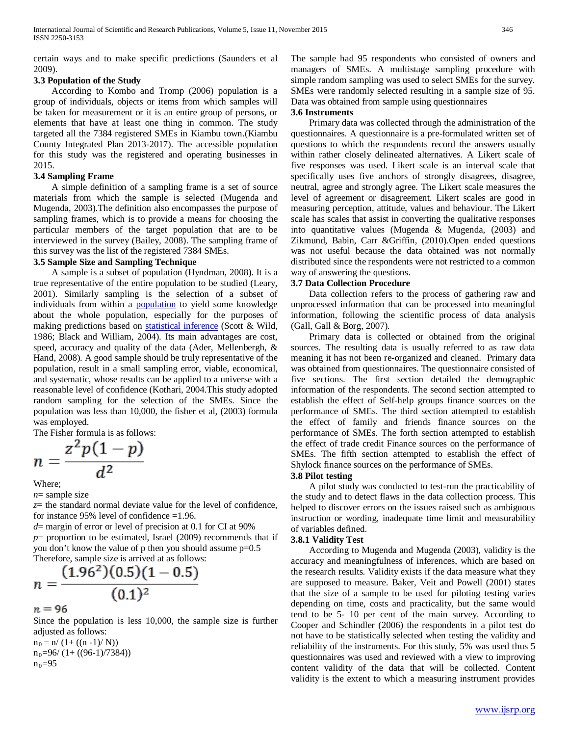certain ways and to make specific predictions (Saunders et al 2009).

### 3.3 Population of the Study

According to Kombo and Tromp (2006) population is a group of individuals, objects or items from which samples will be taken for measurement or it is an entire group of persons, or elements that have at least one thing in common. The study targeted all the 7384 registered SMEs in Kiambu town.(Kiambu County Integrated Plan 2013-2017). The accessible population for this study was the registered and operating businesses in 2015.

### 3.4 Sampling Frame

A simple definition of a sampling frame is a set of source materials from which the sample is selected (Mugenda and Mugenda, 2003).The definition also encompasses the purpose of sampling frames, which is to provide a means for choosing the particular members of the target population that are to be interviewed in the survey (Bailey, 2008). The sampling frame of this survey was the list of the registered 7384 SMEs.

### 3.5 Sample Size and Sampling Technique

A sample is a subset of population (Hyndman, 2008). It is a true representative of the entire population to be studied (Leary, 2001). Similarly sampling is the selection of a subset of individuals from within a population to yield some knowledge about the whole population, especially for the purposes of making predictions based on statistical inference (Scott & Wild, 1986; Black and William, 2004). Its main advantages are cost, speed, accuracy and quality of the data (Ader, Mellenbergh, & Hand, 2008). A good sample should be truly representative of the population, result in a small sampling error, viable, economical, and systematic, whose results can be applied to a universe with a reasonable level of confidence (Kothari, 2004.This study adopted random sampling for the selection of the SMEs. Since the population was less than 10,000, the fisher et al, (2003) formula was employed.

The Fisher formula is as follows:

$$n = \frac{z^2 p(1-p)}{d^2}$$

Where;

$n$= sample size

$z$= the standard normal deviate value for the level of confidence, for instance 95% level of confidence =1.96.

$d$= margin of error or level of precision at 0.1 for CI at 90%

$p$= proportion to be estimated, Israel (2009) recommends that if you don't know the value of p then you should assume p=0.5

Therefore, sample size is arrived at as follows:

$$n = \frac{(1.96^2)(0.5)(1-0.5)}{(0.1)^2}$$

$n = 96$

Since the population is less 10,000, the sample size is further adjusted as follows:

$n_0 = n/ (1+ ((n -1)/ N))$

$n_0=96/ (1+ ((96-1)/7384))$

$n_0=95$

The sample had 95 respondents who consisted of owners and managers of SMEs. A multistage sampling procedure with simple random sampling was used to select SMEs for the survey. SMEs were randomly selected resulting in a sample size of 95. Data was obtained from sample using questionnaires

### 3.6 Instruments

Primary data was collected through the administration of the questionnaires. A questionnaire is a pre-formulated written set of questions to which the respondents record the answers usually within rather closely delineated alternatives. A Likert scale of five responses was used. Likert scale is an interval scale that specifically uses five anchors of strongly disagrees, disagree, neutral, agree and strongly agree. The Likert scale measures the level of agreement or disagreement. Likert scales are good in measuring perception, attitude, values and behaviour. The Likert scale has scales that assist in converting the qualitative responses into quantitative values (Mugenda & Mugenda, (2003) and Zikmund, Babin, Carr &Griffin, (2010).Open ended questions was not useful because the data obtained was not normally distributed since the respondents were not restricted to a common way of answering the questions.

### 3.7 Data Collection Procedure

Data collection refers to the process of gathering raw and unprocessed information that can be processed into meaningful information, following the scientific process of data analysis (Gall, Gall & Borg, 2007).

Primary data is collected or obtained from the original sources. The resulting data is usually referred to as raw data meaning it has not been re-organized and cleaned. Primary data was obtained from questionnaires. The questionnaire consisted of five sections. The first section detailed the demographic information of the respondents. The second section attempted to establish the effect of Self-help groups finance sources on the performance of SMEs. The third section attempted to establish the effect of family and friends finance sources on the performance of SMEs. The forth section attempted to establish the effect of trade credit Finance sources on the performance of SMEs. The fifth section attempted to establish the effect of Shylock finance sources on the performance of SMEs.

### 3.8 Pilot testing

A pilot study was conducted to test-run the practicability of the study and to detect flaws in the data collection process. This helped to discover errors on the issues raised such as ambiguous instruction or wording, inadequate time limit and measurability of variables defined.

#### 3.8.1 Validity Test

According to Mugenda and Mugenda (2003), validity is the accuracy and meaningfulness of inferences, which are based on the research results. Validity exists if the data measure what they are supposed to measure. Baker, Veit and Powell (2001) states that the size of a sample to be used for piloting testing varies depending on time, costs and practicality, but the same would tend to be 5- 10 per cent of the main survey. According to Cooper and Schindler (2006) the respondents in a pilot test do not have to be statistically selected when testing the validity and reliability of the instruments. For this study, 5% was used thus 5 questionnaires was used and reviewed with a view to improving content validity of the data that will be collected. Content validity is the extent to which a measuring instrument provides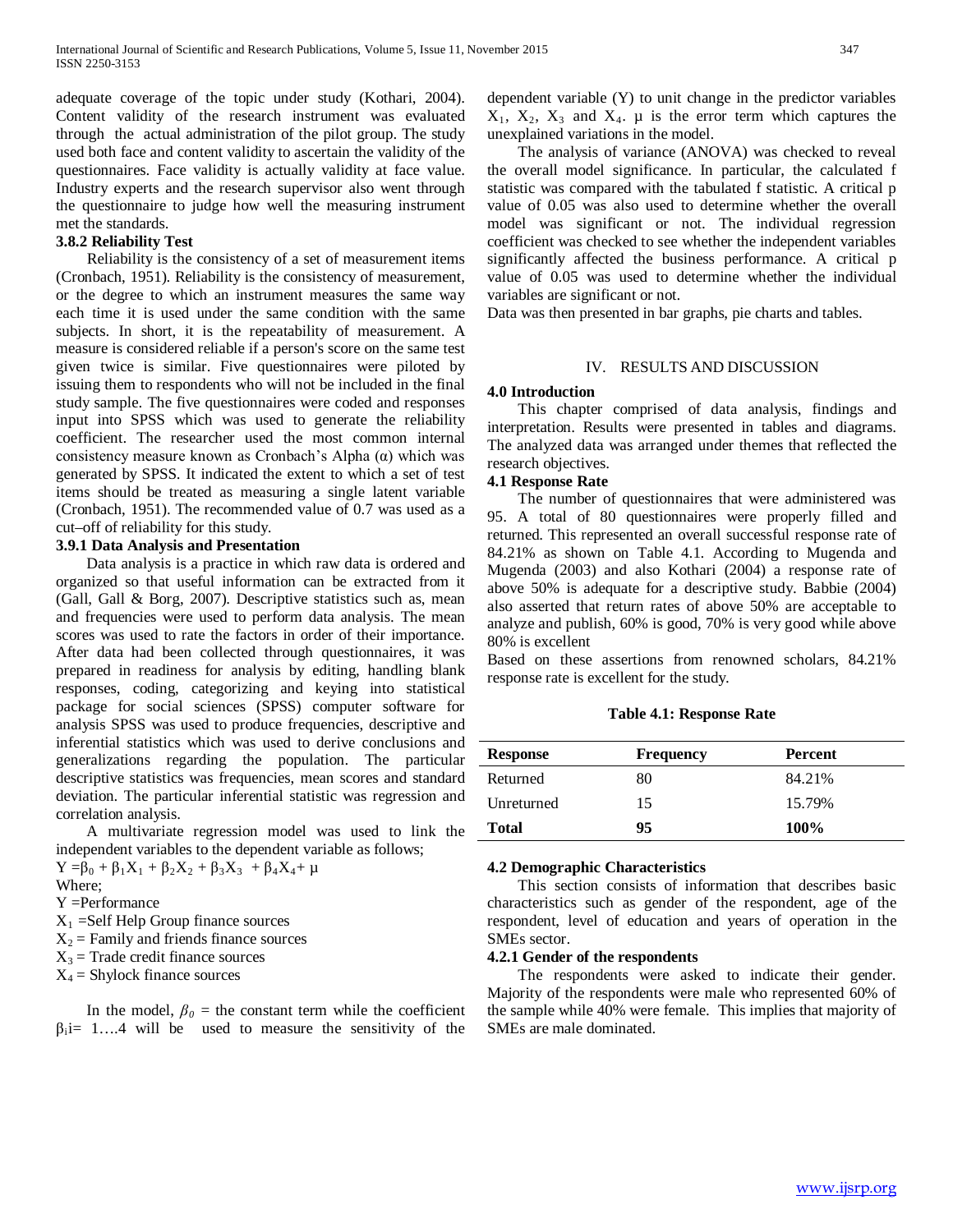adequate coverage of the topic under study (Kothari, 2004). Content validity of the research instrument was evaluated through the actual administration of the pilot group. The study used both face and content validity to ascertain the validity of the questionnaires. Face validity is actually validity at face value. Industry experts and the research supervisor also went through the questionnaire to judge how well the measuring instrument met the standards.

### 3.8.2 Reliability Test

Reliability is the consistency of a set of measurement items (Cronbach, 1951). Reliability is the consistency of measurement, or the degree to which an instrument measures the same way each time it is used under the same condition with the same subjects. In short, it is the repeatability of measurement. A measure is considered reliable if a person's score on the same test given twice is similar. Five questionnaires were piloted by issuing them to respondents who will not be included in the final study sample. The five questionnaires were coded and responses input into SPSS which was used to generate the reliability coefficient. The researcher used the most common internal consistency measure known as Cronbach's Alpha ($\alpha$) which was generated by SPSS. It indicated the extent to which a set of test items should be treated as measuring a single latent variable (Cronbach, 1951). The recommended value of 0.7 was used as a cut–off of reliability for this study.

### 3.9.1 Data Analysis and Presentation

Data analysis is a practice in which raw data is ordered and organized so that useful information can be extracted from it (Gall, Gall & Borg, 2007). Descriptive statistics such as, mean and frequencies were used to perform data analysis. The mean scores was used to rate the factors in order of their importance. After data had been collected through questionnaires, it was prepared in readiness for analysis by editing, handling blank responses, coding, categorizing and keying into statistical package for social sciences (SPSS) computer software for analysis SPSS was used to produce frequencies, descriptive and inferential statistics which was used to derive conclusions and generalizations regarding the population. The particular descriptive statistics was frequencies, mean scores and standard deviation. The particular inferential statistic was regression and correlation analysis.

A multivariate regression model was used to link the independent variables to the dependent variable as follows;

$$Y = \beta_0 + \beta_1 X_1 + \beta_2 X_2 + \beta_3 X_3 + \beta_4 X_4 + \mu$$

Where;

$Y$ =Performance

$X_1$ =Self Help Group finance sources

$X_2$ = Family and friends finance sources

$X_3$ = Trade credit finance sources

$X_4$ = Shylock finance sources

In the model, $\beta_0$ = the constant term while the coefficient $\beta_i i = 1 \ldots 4$ will be used to measure the sensitivity of the dependent variable (Y) to unit change in the predictor variables $X_1$, $X_2$, $X_3$ and $X_4$. $\mu$ is the error term which captures the unexplained variations in the model.

The analysis of variance (ANOVA) was checked to reveal the overall model significance. In particular, the calculated f statistic was compared with the tabulated f statistic. A critical p value of 0.05 was also used to determine whether the overall model was significant or not. The individual regression coefficient was checked to see whether the independent variables significantly affected the business performance. A critical p value of 0.05 was used to determine whether the individual variables are significant or not.

Data was then presented in bar graphs, pie charts and tables.

## IV. RESULTS AND DISCUSSION

### 4.0 Introduction

This chapter comprised of data analysis, findings and interpretation. Results were presented in tables and diagrams. The analyzed data was arranged under themes that reflected the research objectives.

### 4.1 Response Rate

The number of questionnaires that were administered was 95. A total of 80 questionnaires were properly filled and returned. This represented an overall successful response rate of 84.21% as shown on Table 4.1. According to Mugenda and Mugenda (2003) and also Kothari (2004) a response rate of above 50% is adequate for a descriptive study. Babbie (2004) also asserted that return rates of above 50% are acceptable to analyze and publish, 60% is good, 70% is very good while above 80% is excellent

Based on these assertions from renowned scholars, 84.21% response rate is excellent for the study.

**Table 4.1: Response Rate**

| Response | Frequency | Percent |
|---|---|---|
| Returned | 80 | 84.21% |
| Unreturned | 15 | 15.79% |
| **Total** | **95** | **100%** |

### 4.2 Demographic Characteristics

This section consists of information that describes basic characteristics such as gender of the respondent, age of the respondent, level of education and years of operation in the SMEs sector.

### 4.2.1 Gender of the respondents

The respondents were asked to indicate their gender. Majority of the respondents were male who represented 60% of the sample while 40% were female. This implies that majority of SMEs are male dominated.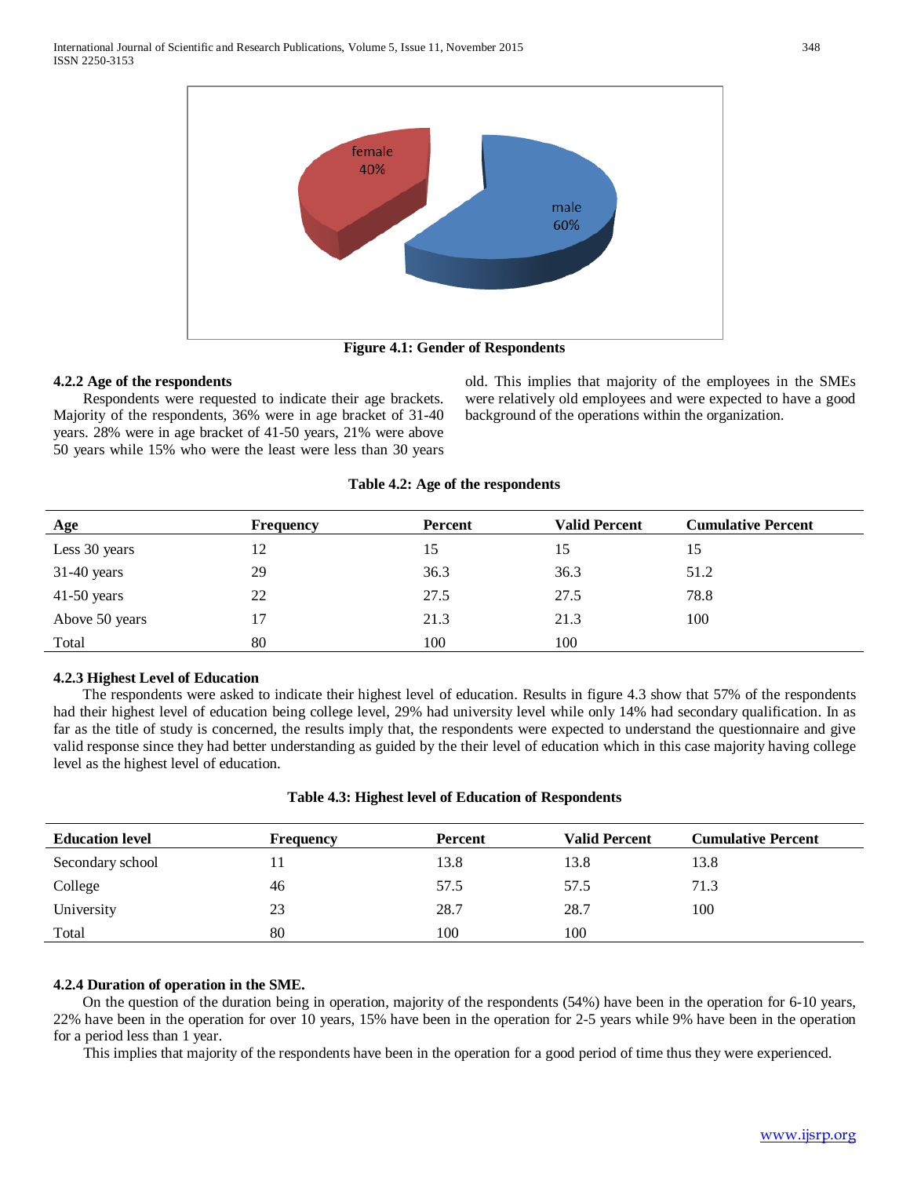Figure 4.1: Gender of Respondents

### 4.2.2 Age of the respondents

Respondents were requested to indicate their age brackets. Majority of the respondents, 36% were in age bracket of 31-40 years. 28% were in age bracket of 41-50 years, 21% were above 50 years while 15% who were the least were less than 30 years old. This implies that majority of the employees in the SMEs were relatively old employees and were expected to have a good background of the operations within the organization.

**Table 4.2: Age of the respondents**

| Age | Frequency | Percent | Valid Percent | Cumulative Percent |
|---|---|---|---|---|
| Less 30 years | 12 | 15 | 15 | 15 |
| 31-40 years | 29 | 36.3 | 36.3 | 51.2 |
| 41-50 years | 22 | 27.5 | 27.5 | 78.8 |
| Above 50 years | 17 | 21.3 | 21.3 | 100 |
| Total | 80 | 100 | 100 | |

### 4.2.3 Highest Level of Education

The respondents were asked to indicate their highest level of education. Results in figure 4.3 show that 57% of the respondents had their highest level of education being college level, 29% had university level while only 14% had secondary qualification. In as far as the title of study is concerned, the results imply that, the respondents were expected to understand the questionnaire and give valid response since they had better understanding as guided by the their level of education which in this case majority having college level as the highest level of education.

**Table 4.3: Highest level of Education of Respondents**

| Education level | Frequency | Percent | Valid Percent | Cumulative Percent |
|---|---|---|---|---|
| Secondary school | 11 | 13.8 | 13.8 | 13.8 |
| College | 46 | 57.5 | 57.5 | 71.3 |
| University | 23 | 28.7 | 28.7 | 100 |
| Total | 80 | 100 | 100 | |

### 4.2.4 Duration of operation in the SME.

On the question of the duration being in operation, majority of the respondents (54%) have been in the operation for 6-10 years, 22% have been in the operation for over 10 years, 15% have been in the operation for 2-5 years while 9% have been in the operation for a period less than 1 year.

This implies that majority of the respondents have been in the operation for a good period of time thus they were experienced.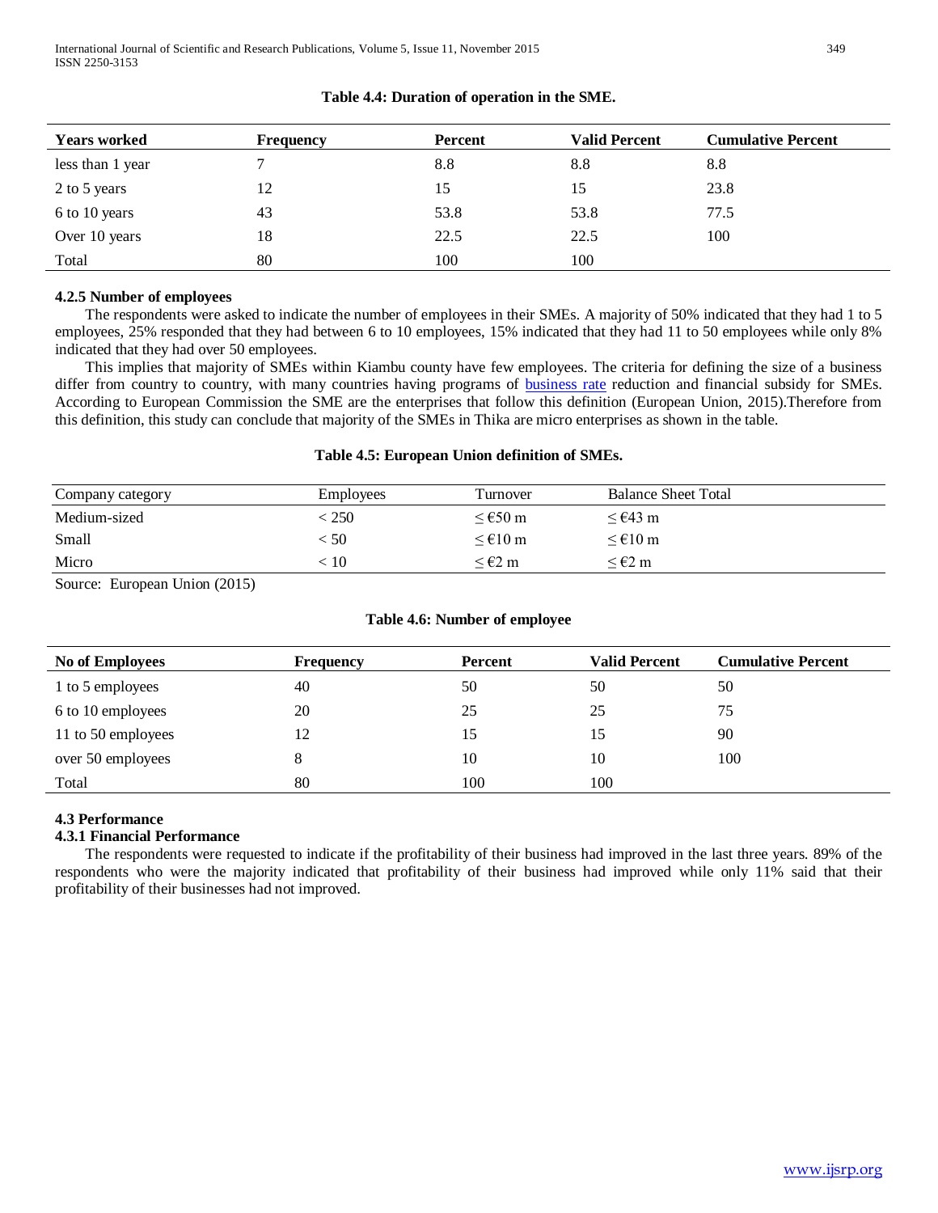**Table 4.4: Duration of operation in the SME.**

| Years worked | Frequency | Percent | Valid Percent | Cumulative Percent |
|---|---|---|---|---|
| less than 1 year | 7 | 8.8 | 8.8 | 8.8 |
| 2 to 5 years | 12 | 15 | 15 | 23.8 |
| 6 to 10 years | 43 | 53.8 | 53.8 | 77.5 |
| Over 10 years | 18 | 22.5 | 22.5 | 100 |
| Total | 80 | 100 | 100 | |

### 4.2.5 Number of employees

The respondents were asked to indicate the number of employees in their SMEs. A majority of 50% indicated that they had 1 to 5 employees, 25% responded that they had between 6 to 10 employees, 15% indicated that they had 11 to 50 employees while only 8% indicated that they had over 50 employees.

This implies that majority of SMEs within Kiambu county have few employees. The criteria for defining the size of a business differ from country to country, with many countries having programs of business rate reduction and financial subsidy for SMEs. According to European Commission the SME are the enterprises that follow this definition (European Union, 2015).Therefore from this definition, this study can conclude that majority of the SMEs in Thika are micro enterprises as shown in the table.

**Table 4.5: European Union definition of SMEs.**

| Company category | Employees | Turnover | Balance Sheet Total |
|---|---|---|---|
| Medium-sized | < 250 | ≤ €50 m | ≤ €43 m |
| Small | < 50 | ≤ €10 m | ≤ €10 m |
| Micro | < 10 | ≤ €2 m | ≤ €2 m |

Source: European Union (2015)

**Table 4.6: Number of employee**

| No of Employees | Frequency | Percent | Valid Percent | Cumulative Percent |
|---|---|---|---|---|
| 1 to 5 employees | 40 | 50 | 50 | 50 |
| 6 to 10 employees | 20 | 25 | 25 | 75 |
| 11 to 50 employees | 12 | 15 | 15 | 90 |
| over 50 employees | 8 | 10 | 10 | 100 |
| Total | 80 | 100 | 100 | |

## 4.3 Performance

### 4.3.1 Financial Performance

The respondents were requested to indicate if the profitability of their business had improved in the last three years. 89% of the respondents who were the majority indicated that profitability of their business had improved while only 11% said that their profitability of their businesses had not improved.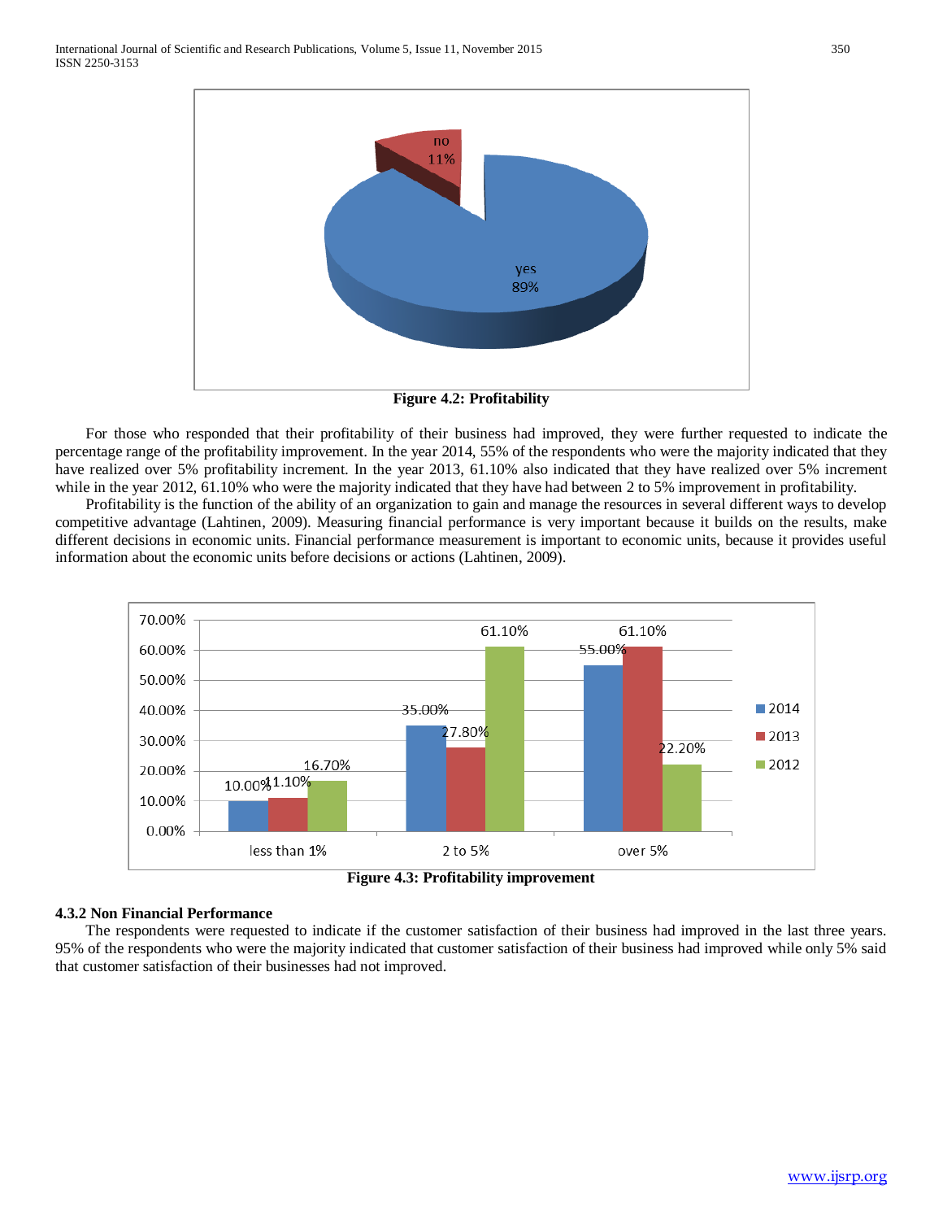**Figure 4.2: Profitability**

For those who responded that their profitability of their business had improved, they were further requested to indicate the percentage range of the profitability improvement. In the year 2014, 55% of the respondents who were the majority indicated that they have realized over 5% profitability increment. In the year 2013, 61.10% also indicated that they have realized over 5% increment while in the year 2012, 61.10% who were the majority indicated that they have had between 2 to 5% improvement in profitability.

Profitability is the function of the ability of an organization to gain and manage the resources in several different ways to develop competitive advantage (Lahtinen, 2009). Measuring financial performance is very important because it builds on the results, make different decisions in economic units. Financial performance measurement is important to economic units, because it provides useful information about the economic units before decisions or actions (Lahtinen, 2009).

**Figure 4.3: Profitability improvement**

### 4.3.2 Non Financial Performance

The respondents were requested to indicate if the customer satisfaction of their business had improved in the last three years. 95% of the respondents who were the majority indicated that customer satisfaction of their business had improved while only 5% said that customer satisfaction of their businesses had not improved.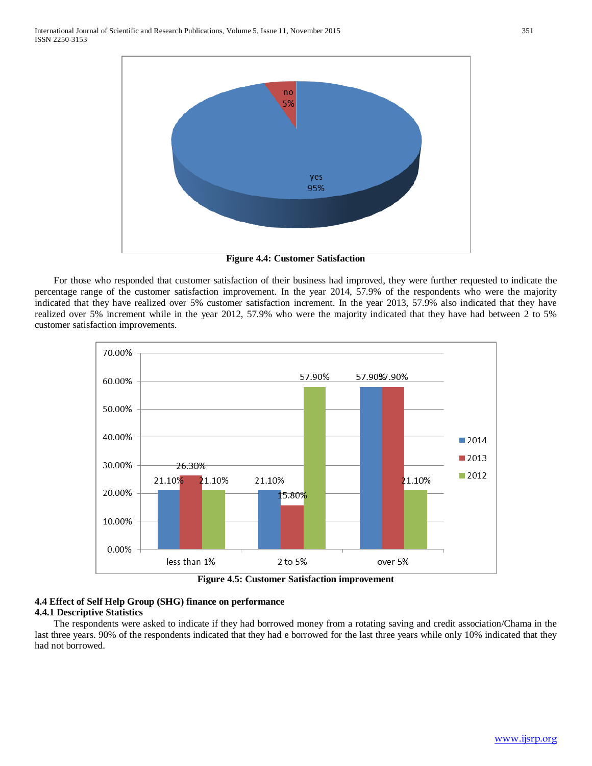Figure 4.4: Customer Satisfaction

For those who responded that customer satisfaction of their business had improved, they were further requested to indicate the percentage range of the customer satisfaction improvement. In the year 2014, 57.9% of the respondents who were the majority indicated that they have realized over 5% customer satisfaction increment. In the year 2013, 57.9% also indicated that they have realized over 5% increment while in the year 2012, 57.9% who were the majority indicated that they have had between 2 to 5% customer satisfaction improvements.

Figure 4.5: Customer Satisfaction improvement

### 4.4 Effect of Self Help Group (SHG) finance on performance

#### 4.4.1 Descriptive Statistics

The respondents were asked to indicate if they had borrowed money from a rotating saving and credit association/Chama in the last three years. 90% of the respondents indicated that they had e borrowed for the last three years while only 10% indicated that they had not borrowed.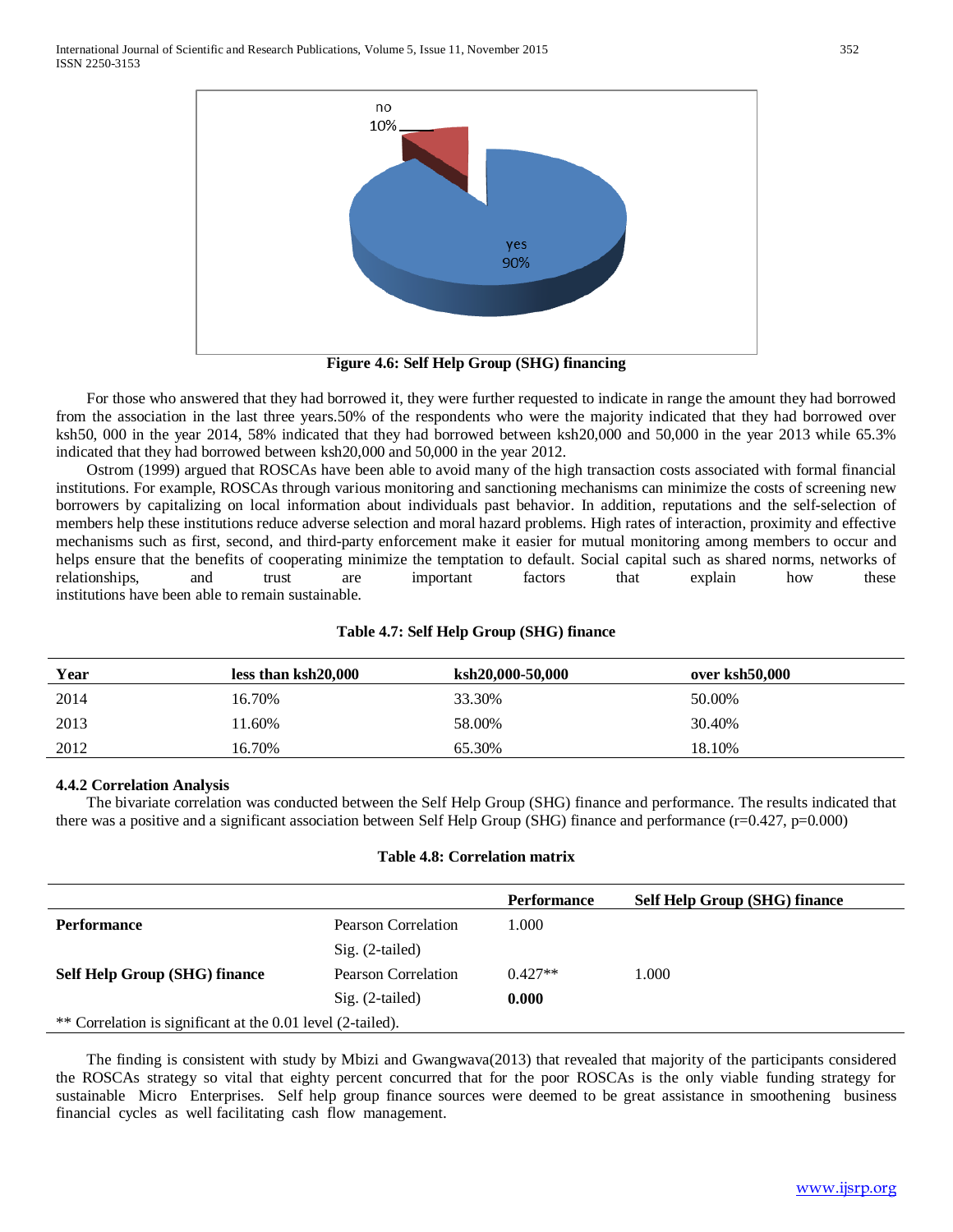Figure 4.6: Self Help Group (SHG) financing

For those who answered that they had borrowed it, they were further requested to indicate in range the amount they had borrowed from the association in the last three years.50% of the respondents who were the majority indicated that they had borrowed over ksh50, 000 in the year 2014, 58% indicated that they had borrowed between ksh20,000 and 50,000 in the year 2013 while 65.3% indicated that they had borrowed between ksh20,000 and 50,000 in the year 2012.

Ostrom (1999) argued that ROSCAs have been able to avoid many of the high transaction costs associated with formal financial institutions. For example, ROSCAs through various monitoring and sanctioning mechanisms can minimize the costs of screening new borrowers by capitalizing on local information about individuals past behavior. In addition, reputations and the self-selection of members help these institutions reduce adverse selection and moral hazard problems. High rates of interaction, proximity and effective mechanisms such as first, second, and third-party enforcement make it easier for mutual monitoring among members to occur and helps ensure that the benefits of cooperating minimize the temptation to default. Social capital such as shared norms, networks of relationships, and trust are important factors that explain how these institutions have been able to remain sustainable.

**Table 4.7: Self Help Group (SHG) finance**

| Year | less than ksh20,000 | ksh20,000-50,000 | over ksh50,000 |
|---|---|---|---|
| 2014 | 16.70% | 33.30% | 50.00% |
| 2013 | 11.60% | 58.00% | 30.40% |
| 2012 | 16.70% | 65.30% | 18.10% |

### 4.4.2 Correlation Analysis

The bivariate correlation was conducted between the Self Help Group (SHG) finance and performance. The results indicated that there was a positive and a significant association between Self Help Group (SHG) finance and performance (r=0.427, p=0.000)

**Table 4.8: Correlation matrix**

| | | Performance | Self Help Group (SHG) finance |
|---|---|---|---|
| **Performance** | Pearson Correlation | 1.000 | |
| | Sig. (2-tailed) | | |
| **Self Help Group (SHG) finance** | Pearson Correlation | 0.427** | 1.000 |
| | Sig. (2-tailed) | **0.000** | |

** Correlation is significant at the 0.01 level (2-tailed).

The finding is consistent with study by Mbizi and Gwangwava(2013) that revealed that majority of the participants considered the ROSCAs strategy so vital that eighty percent concurred that for the poor ROSCAs is the only viable funding strategy for sustainable Micro Enterprises. Self help group finance sources were deemed to be great assistance in smoothening business financial cycles as well facilitating cash flow management.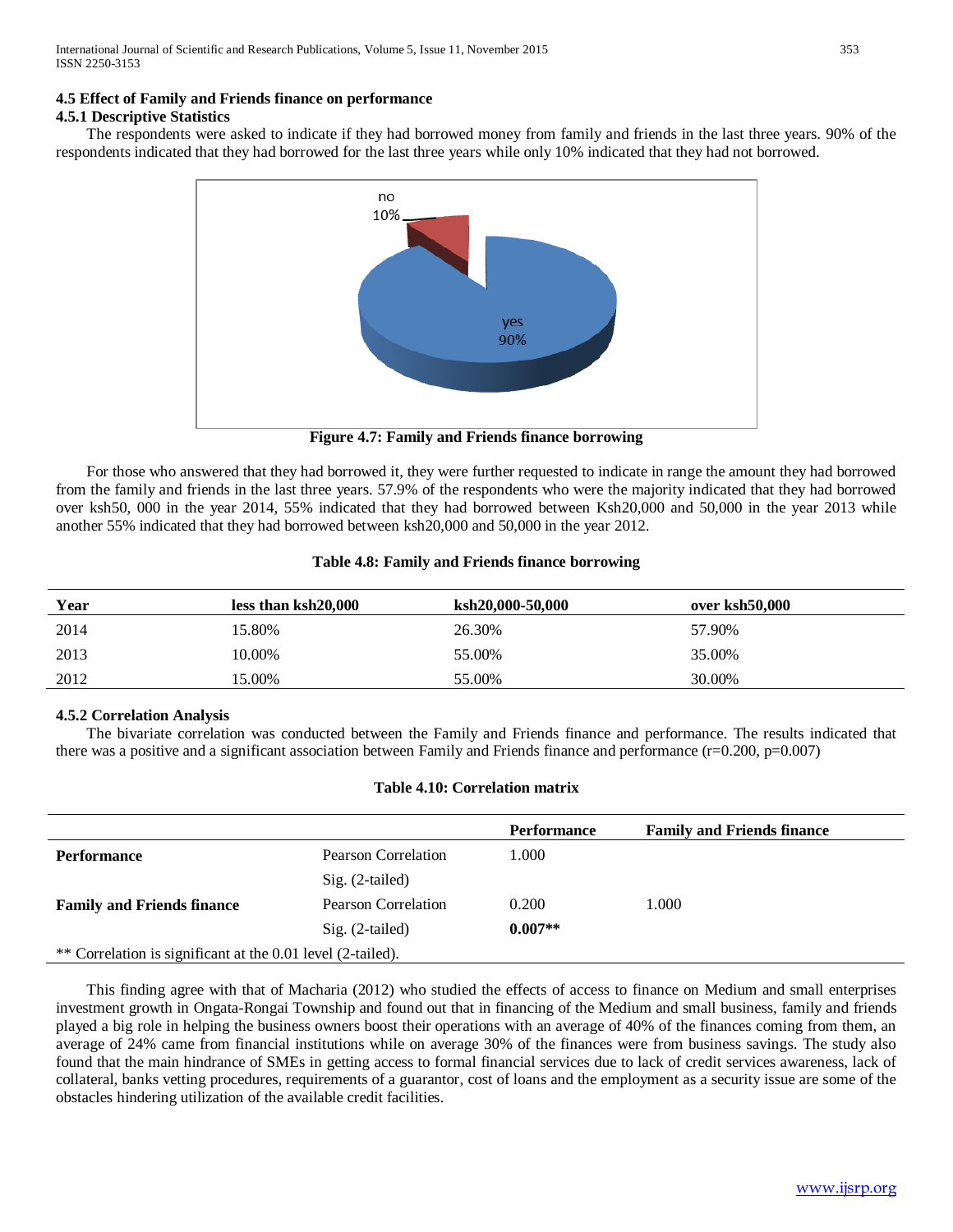### 4.5 Effect of Family and Friends finance on performance

#### 4.5.1 Descriptive Statistics

The respondents were asked to indicate if they had borrowed money from family and friends in the last three years. 90% of the respondents indicated that they had borrowed for the last three years while only 10% indicated that they had not borrowed.

**Figure 4.7: Family and Friends finance borrowing**

For those who answered that they had borrowed it, they were further requested to indicate in range the amount they had borrowed from the family and friends in the last three years. 57.9% of the respondents who were the majority indicated that they had borrowed over ksh50, 000 in the year 2014, 55% indicated that they had borrowed between Ksh20,000 and 50,000 in the year 2013 while another 55% indicated that they had borrowed between ksh20,000 and 50,000 in the year 2012.

**Table 4.8: Family and Friends finance borrowing**

| Year | less than ksh20,000 | ksh20,000-50,000 | over ksh50,000 |
|---|---|---|---|
| 2014 | 15.80% | 26.30% | 57.90% |
| 2013 | 10.00% | 55.00% | 35.00% |
| 2012 | 15.00% | 55.00% | 30.00% |

#### 4.5.2 Correlation Analysis

The bivariate correlation was conducted between the Family and Friends finance and performance. The results indicated that there was a positive and a significant association between Family and Friends finance and performance (r=0.200, p=0.007)

**Table 4.10: Correlation matrix**

| | | Performance | Family and Friends finance |
|---|---|---|---|
| **Performance** | Pearson Correlation | 1.000 | |
| | Sig. (2-tailed) | | |
| **Family and Friends finance** | Pearson Correlation | 0.200 | 1.000 |
| | Sig. (2-tailed) | **0.007**** | |

** Correlation is significant at the 0.01 level (2-tailed).

This finding agree with that of Macharia (2012) who studied the effects of access to finance on Medium and small enterprises investment growth in Ongata-Rongai Township and found out that in financing of the Medium and small business, family and friends played a big role in helping the business owners boost their operations with an average of 40% of the finances coming from them, an average of 24% came from financial institutions while on average 30% of the finances were from business savings. The study also found that the main hindrance of SMEs in getting access to formal financial services due to lack of credit services awareness, lack of collateral, banks vetting procedures, requirements of a guarantor, cost of loans and the employment as a security issue are some of the obstacles hindering utilization of the available credit facilities.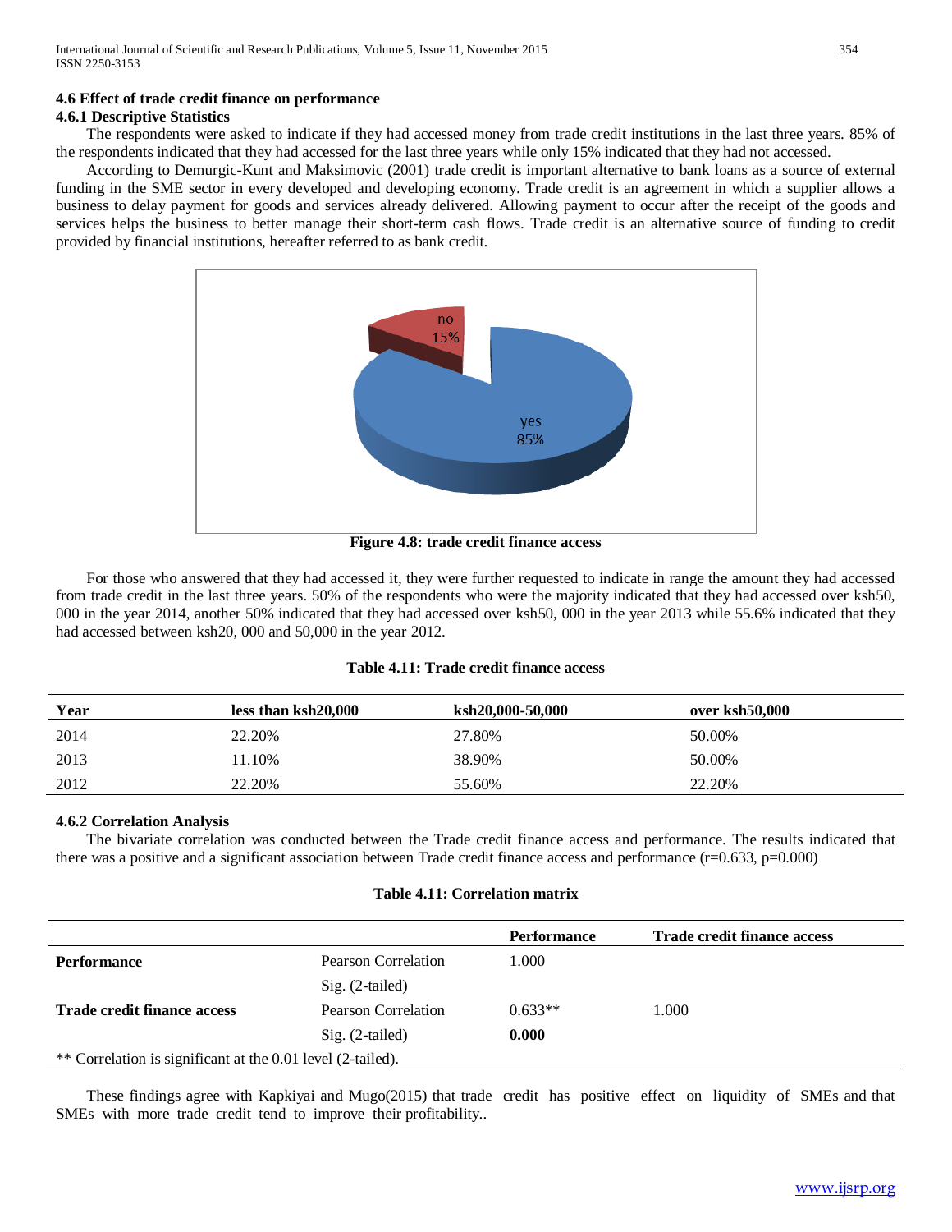### 4.6 Effect of trade credit finance on performance

#### 4.6.1 Descriptive Statistics

The respondents were asked to indicate if they had accessed money from trade credit institutions in the last three years. 85% of the respondents indicated that they had accessed for the last three years while only 15% indicated that they had not accessed.

According to Demurgic-Kunt and Maksimovic (2001) trade credit is important alternative to bank loans as a source of external funding in the SME sector in every developed and developing economy. Trade credit is an agreement in which a supplier allows a business to delay payment for goods and services already delivered. Allowing payment to occur after the receipt of the goods and services helps the business to better manage their short-term cash flows. Trade credit is an alternative source of funding to credit provided by financial institutions, hereafter referred to as bank credit.

no 15%

yes 85%

**Figure 4.8: trade credit finance access**

For those who answered that they had accessed it, they were further requested to indicate in range the amount they had accessed from trade credit in the last three years. 50% of the respondents who were the majority indicated that they had accessed over ksh50, 000 in the year 2014, another 50% indicated that they had accessed over ksh50, 000 in the year 2013 while 55.6% indicated that they had accessed between ksh20, 000 and 50,000 in the year 2012.

**Table 4.11: Trade credit finance access**

| Year | less than ksh20,000 | ksh20,000-50,000 | over ksh50,000 |
|---|---|---|---|
| 2014 | 22.20% | 27.80% | 50.00% |
| 2013 | 11.10% | 38.90% | 50.00% |
| 2012 | 22.20% | 55.60% | 22.20% |

#### 4.6.2 Correlation Analysis

The bivariate correlation was conducted between the Trade credit finance access and performance. The results indicated that there was a positive and a significant association between Trade credit finance access and performance ($r=0.633$, $p=0.000$)

**Table 4.11: Correlation matrix**

| | | Performance | Trade credit finance access |
|---|---|---|---|
| **Performance** | Pearson Correlation | 1.000 | |
| | Sig. (2-tailed) | | |
| **Trade credit finance access** | Pearson Correlation | 0.633** | 1.000 |
| | Sig. (2-tailed) | **0.000** | |

** Correlation is significant at the 0.01 level (2-tailed).

These findings agree with Kapkiyai and Mugo(2015) that trade credit has positive effect on liquidity of SMEs and that SMEs with more trade credit tend to improve their profitability..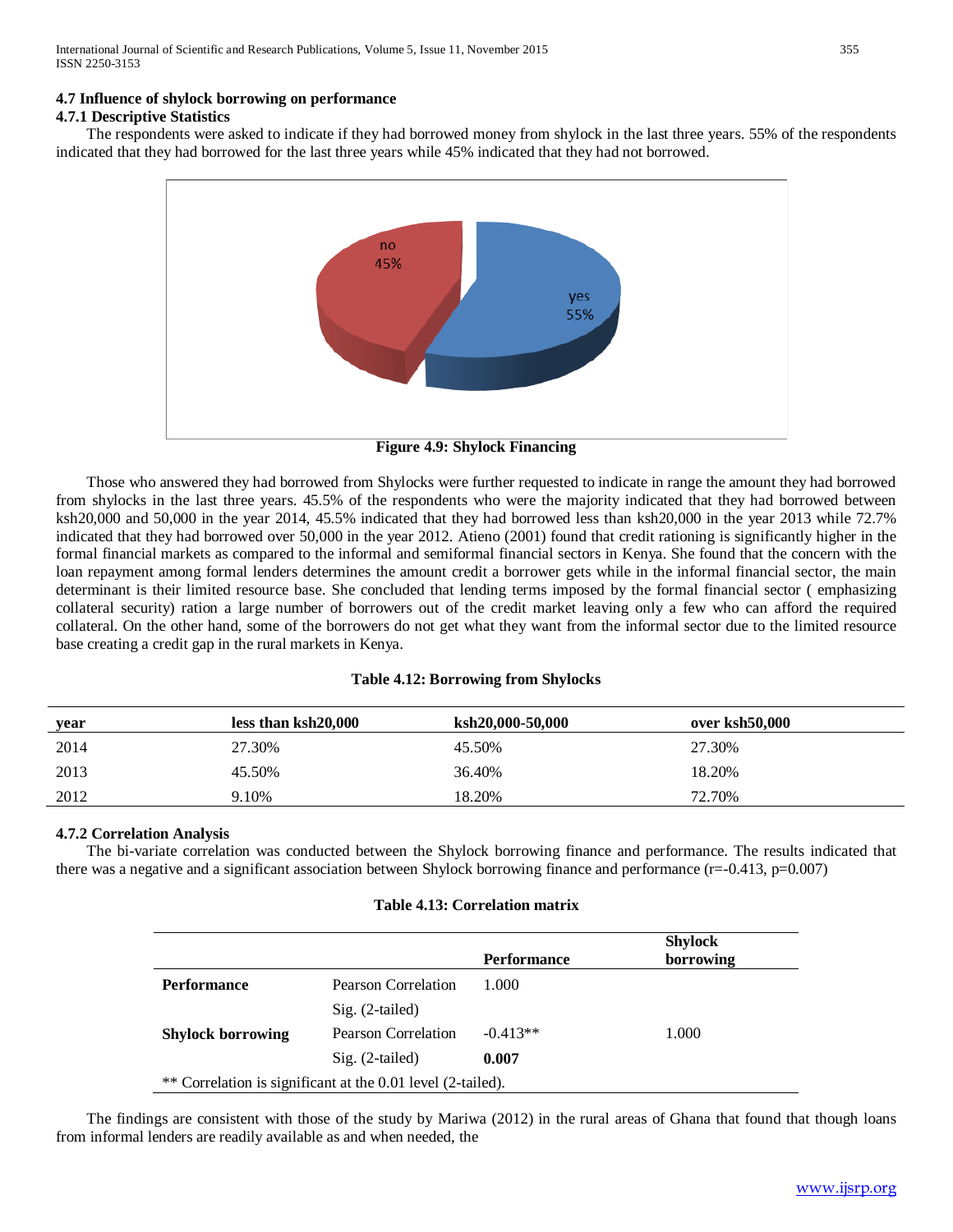### 4.7 Influence of shylock borrowing on performance

#### 4.7.1 Descriptive Statistics

The respondents were asked to indicate if they had borrowed money from shylock in the last three years. 55% of the respondents indicated that they had borrowed for the last three years while 45% indicated that they had not borrowed.

**Figure 4.9: Shylock Financing**

Those who answered they had borrowed from Shylocks were further requested to indicate in range the amount they had borrowed from shylocks in the last three years. 45.5% of the respondents who were the majority indicated that they had borrowed between ksh20,000 and 50,000 in the year 2014, 45.5% indicated that they had borrowed less than ksh20,000 in the year 2013 while 72.7% indicated that they had borrowed over 50,000 in the year 2012. Atieno (2001) found that credit rationing is significantly higher in the formal financial markets as compared to the informal and semiformal financial sectors in Kenya. She found that the concern with the loan repayment among formal lenders determines the amount credit a borrower gets while in the informal financial sector, the main determinant is their limited resource base. She concluded that lending terms imposed by the formal financial sector ( emphasizing collateral security) ration a large number of borrowers out of the credit market leaving only a few who can afford the required collateral. On the other hand, some of the borrowers do not get what they want from the informal sector due to the limited resource base creating a credit gap in the rural markets in Kenya.

**Table 4.12: Borrowing from Shylocks**

| year | less than ksh20,000 | ksh20,000-50,000 | over ksh50,000 |
|---|---|---|---|
| 2014 | 27.30% | 45.50% | 27.30% |
| 2013 | 45.50% | 36.40% | 18.20% |
| 2012 | 9.10% | 18.20% | 72.70% |

#### 4.7.2 Correlation Analysis

The bi-variate correlation was conducted between the Shylock borrowing finance and performance. The results indicated that there was a negative and a significant association between Shylock borrowing finance and performance (r=-0.413, p=0.007)

**Table 4.13: Correlation matrix**

| | | Performance | Shylock borrowing |
|---|---|---|---|
| **Performance** | Pearson Correlation | 1.000 | |
| | Sig. (2-tailed) | | |
| **Shylock borrowing** | Pearson Correlation | -0.413** | 1.000 |
| | Sig. (2-tailed) | **0.007** | |
| ** Correlation is significant at the 0.01 level (2-tailed). | | | |

The findings are consistent with those of the study by Mariwa (2012) in the rural areas of Ghana that found that though loans from informal lenders are readily available as and when needed, the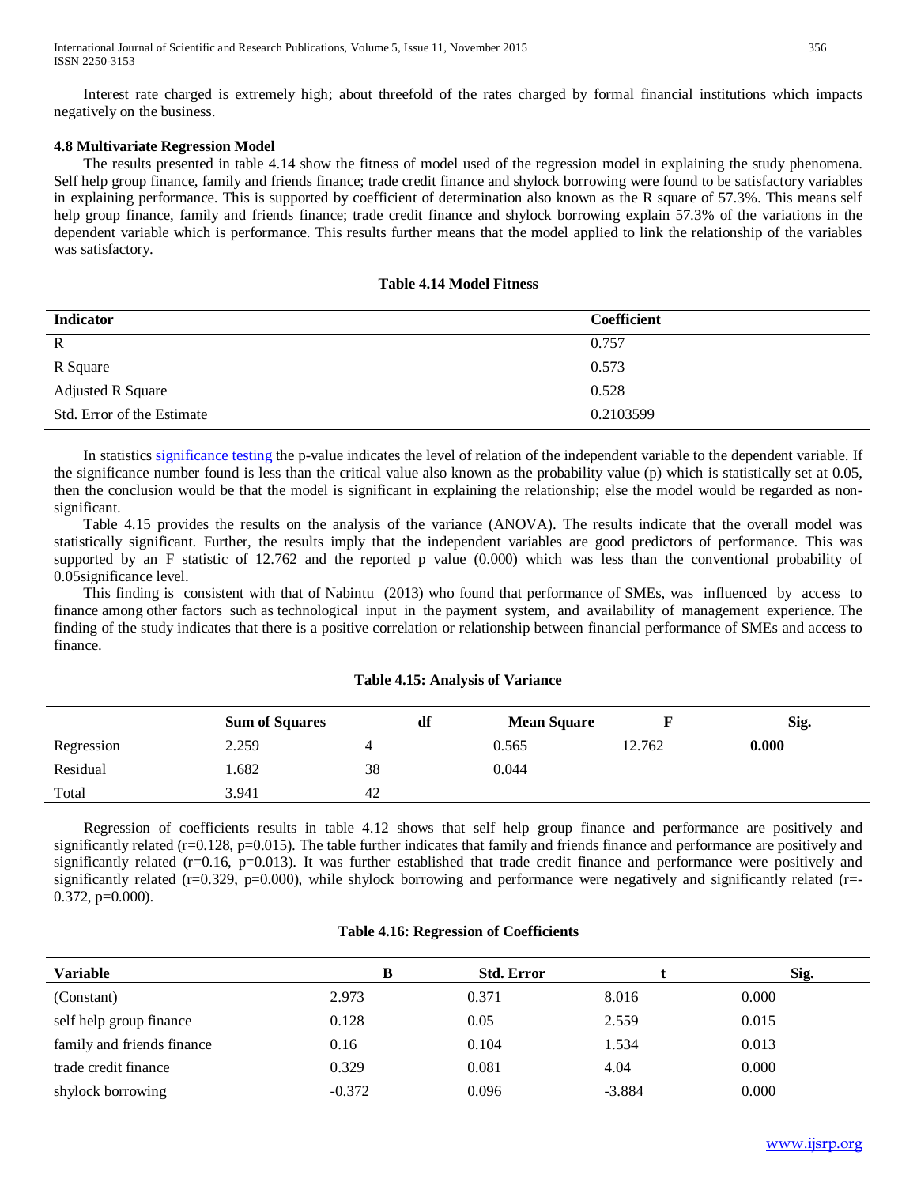Interest rate charged is extremely high; about threefold of the rates charged by formal financial institutions which impacts negatively on the business.

### 4.8 Multivariate Regression Model

The results presented in table 4.14 show the fitness of model used of the regression model in explaining the study phenomena. Self help group finance, family and friends finance; trade credit finance and shylock borrowing were found to be satisfactory variables in explaining performance. This is supported by coefficient of determination also known as the R square of 57.3%. This means self help group finance, family and friends finance; trade credit finance and shylock borrowing explain 57.3% of the variations in the dependent variable which is performance. This results further means that the model applied to link the relationship of the variables was satisfactory.

**Table 4.14 Model Fitness**

| Indicator | Coefficient |
|---|---|
| R | 0.757 |
| R Square | 0.573 |
| Adjusted R Square | 0.528 |
| Std. Error of the Estimate | 0.2103599 |

In statistics significance testing the p-value indicates the level of relation of the independent variable to the dependent variable. If the significance number found is less than the critical value also known as the probability value (p) which is statistically set at 0.05, then the conclusion would be that the model is significant in explaining the relationship; else the model would be regarded as non-significant.

Table 4.15 provides the results on the analysis of the variance (ANOVA). The results indicate that the overall model was statistically significant. Further, the results imply that the independent variables are good predictors of performance. This was supported by an F statistic of 12.762 and the reported p value (0.000) which was less than the conventional probability of 0.05significance level.

This finding is consistent with that of Nabintu (2013) who found that performance of SMEs, was influenced by access to finance among other factors such as technological input in the payment system, and availability of management experience. The finding of the study indicates that there is a positive correlation or relationship between financial performance of SMEs and access to finance.

**Table 4.15: Analysis of Variance**

| | Sum of Squares | df | Mean Square | F | Sig. |
|---|---|---|---|---|---|
| Regression | 2.259 | 4 | 0.565 | 12.762 | **0.000** |
| Residual | 1.682 | 38 | 0.044 | | |
| Total | 3.941 | 42 | | | |

Regression of coefficients results in table 4.12 shows that self help group finance and performance are positively and significantly related (r=0.128, p=0.015). The table further indicates that family and friends finance and performance are positively and significantly related (r=0.16, p=0.013). It was further established that trade credit finance and performance were positively and significantly related (r=0.329, p=0.000), while shylock borrowing and performance were negatively and significantly related (r=-0.372, p=0.000).

**Table 4.16: Regression of Coefficients**

| Variable | B | Std. Error | t | Sig. |
|---|---|---|---|---|
| (Constant) | 2.973 | 0.371 | 8.016 | 0.000 |
| self help group finance | 0.128 | 0.05 | 2.559 | 0.015 |
| family and friends finance | 0.16 | 0.104 | 1.534 | 0.013 |
| trade credit finance | 0.329 | 0.081 | 4.04 | 0.000 |
| shylock borrowing | -0.372 | 0.096 | -3.884 | 0.000 |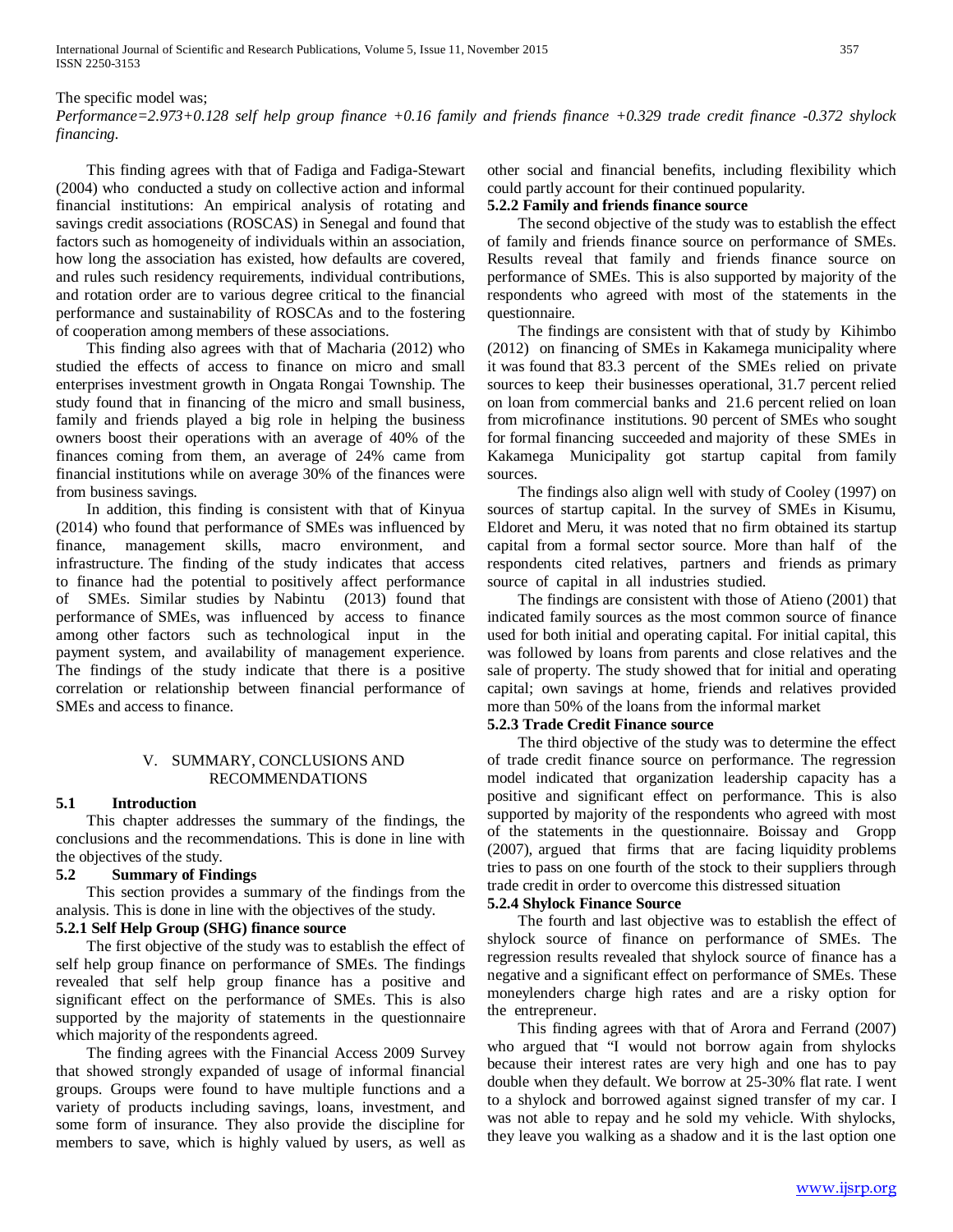The specific model was;

*Performance=2.973+0.128 self help group finance +0.16 family and friends finance +0.329 trade credit finance -0.372 shylock financing.*

This finding agrees with that of Fadiga and Fadiga-Stewart (2004) who conducted a study on collective action and informal financial institutions: An empirical analysis of rotating and savings credit associations (ROSCAS) in Senegal and found that factors such as homogeneity of individuals within an association, how long the association has existed, how defaults are covered, and rules such residency requirements, individual contributions, and rotation order are to various degree critical to the financial performance and sustainability of ROSCAs and to the fostering of cooperation among members of these associations.

This finding also agrees with that of Macharia (2012) who studied the effects of access to finance on micro and small enterprises investment growth in Ongata Rongai Township. The study found that in financing of the micro and small business, family and friends played a big role in helping the business owners boost their operations with an average of 40% of the finances coming from them, an average of 24% came from financial institutions while on average 30% of the finances were from business savings.

In addition, this finding is consistent with that of Kinyua (2014) who found that performance of SMEs was influenced by finance, management skills, macro environment, and infrastructure. The finding of the study indicates that access to finance had the potential to positively affect performance of SMEs. Similar studies by Nabintu (2013) found that performance of SMEs, was influenced by access to finance among other factors such as technological input in the payment system, and availability of management experience. The findings of the study indicate that there is a positive correlation or relationship between financial performance of SMEs and access to finance.

# V. SUMMARY, CONCLUSIONS AND RECOMMENDATIONS

## 5.1 Introduction

This chapter addresses the summary of the findings, the conclusions and the recommendations. This is done in line with the objectives of the study.

## 5.2 Summary of Findings

This section provides a summary of the findings from the analysis. This is done in line with the objectives of the study.

### 5.2.1 Self Help Group (SHG) finance source

The first objective of the study was to establish the effect of self help group finance on performance of SMEs. The findings revealed that self help group finance has a positive and significant effect on the performance of SMEs. This is also supported by the majority of statements in the questionnaire which majority of the respondents agreed.

The finding agrees with the Financial Access 2009 Survey that showed strongly expanded of usage of informal financial groups. Groups were found to have multiple functions and a variety of products including savings, loans, investment, and some form of insurance. They also provide the discipline for members to save, which is highly valued by users, as well as other social and financial benefits, including flexibility which could partly account for their continued popularity.

### 5.2.2 Family and friends finance source

The second objective of the study was to establish the effect of family and friends finance source on performance of SMEs. Results reveal that family and friends finance source on performance of SMEs. This is also supported by majority of the respondents who agreed with most of the statements in the questionnaire.

The findings are consistent with that of study by Kihimbo (2012) on financing of SMEs in Kakamega municipality where it was found that 83.3 percent of the SMEs relied on private sources to keep their businesses operational, 31.7 percent relied on loan from commercial banks and 21.6 percent relied on loan from microfinance institutions. 90 percent of SMEs who sought for formal financing succeeded and majority of these SMEs in Kakamega Municipality got startup capital from family sources.

The findings also align well with study of Cooley (1997) on sources of startup capital. In the survey of SMEs in Kisumu, Eldoret and Meru, it was noted that no firm obtained its startup capital from a formal sector source. More than half of the respondents cited relatives, partners and friends as primary source of capital in all industries studied.

The findings are consistent with those of Atieno (2001) that indicated family sources as the most common source of finance used for both initial and operating capital. For initial capital, this was followed by loans from parents and close relatives and the sale of property. The study showed that for initial and operating capital; own savings at home, friends and relatives provided more than 50% of the loans from the informal market

### 5.2.3 Trade Credit Finance source

The third objective of the study was to determine the effect of trade credit finance source on performance. The regression model indicated that organization leadership capacity has a positive and significant effect on performance. This is also supported by majority of the respondents who agreed with most of the statements in the questionnaire. Boissay and Gropp (2007), argued that firms that are facing liquidity problems tries to pass on one fourth of the stock to their suppliers through trade credit in order to overcome this distressed situation

### 5.2.4 Shylock Finance Source

The fourth and last objective was to establish the effect of shylock source of finance on performance of SMEs. The regression results revealed that shylock source of finance has a negative and a significant effect on performance of SMEs. These moneylenders charge high rates and are a risky option for the entrepreneur.

This finding agrees with that of Arora and Ferrand (2007) who argued that "I would not borrow again from shylocks because their interest rates are very high and one has to pay double when they default. We borrow at 25-30% flat rate. I went to a shylock and borrowed against signed transfer of my car. I was not able to repay and he sold my vehicle. With shylocks, they leave you walking as a shadow and it is the last option one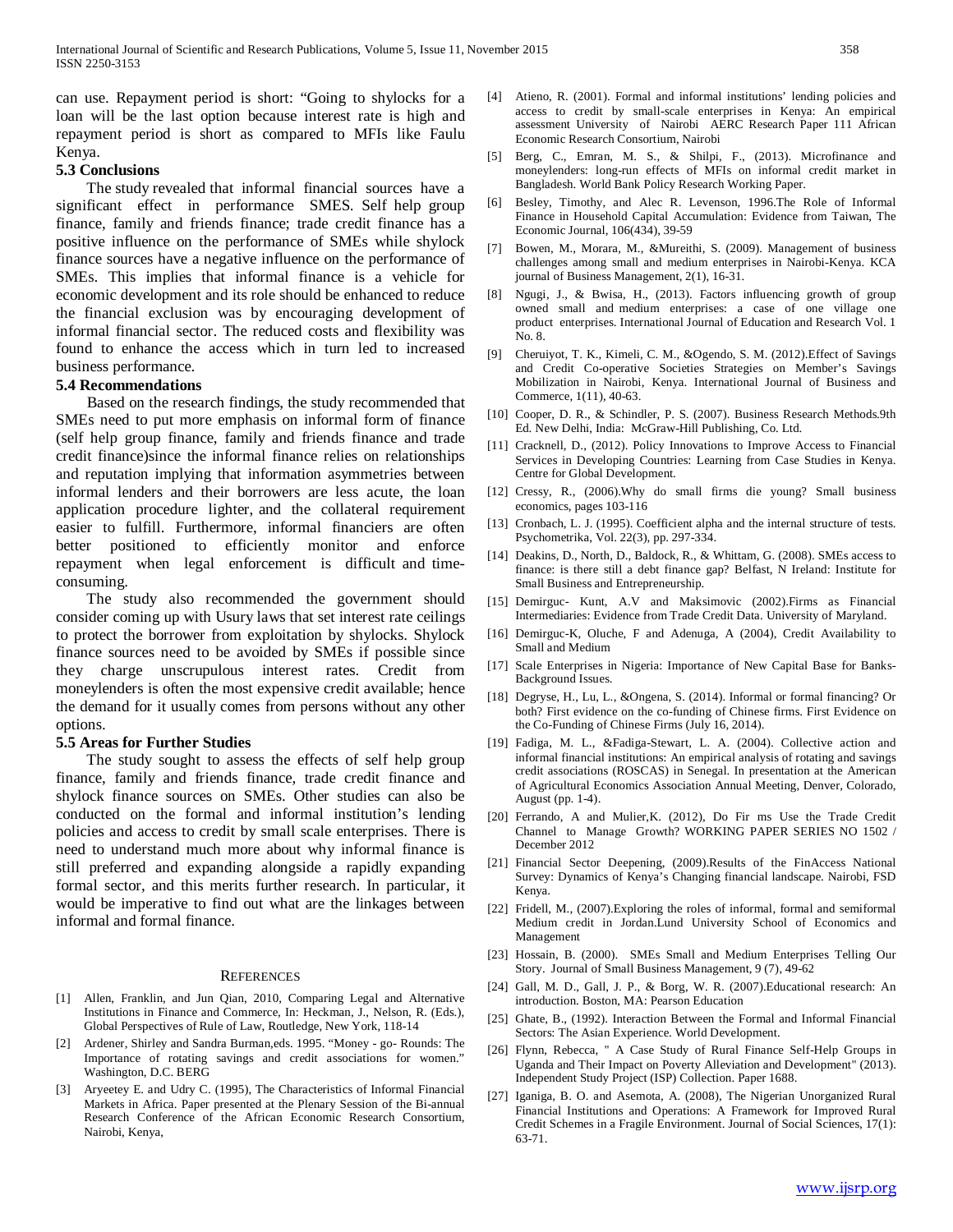can use. Repayment period is short: "Going to shylocks for a loan will be the last option because interest rate is high and repayment period is short as compared to MFIs like Faulu Kenya.

### 5.3 Conclusions

The study revealed that informal financial sources have a significant effect in performance SMES. Self help group finance, family and friends finance; trade credit finance has a positive influence on the performance of SMEs while shylock finance sources have a negative influence on the performance of SMEs. This implies that informal finance is a vehicle for economic development and its role should be enhanced to reduce the financial exclusion was by encouraging development of informal financial sector. The reduced costs and flexibility was found to enhance the access which in turn led to increased business performance.

### 5.4 Recommendations

Based on the research findings, the study recommended that SMEs need to put more emphasis on informal form of finance (self help group finance, family and friends finance and trade credit finance)since the informal finance relies on relationships and reputation implying that information asymmetries between informal lenders and their borrowers are less acute, the loan application procedure lighter, and the collateral requirement easier to fulfill. Furthermore, informal financiers are often better positioned to efficiently monitor and enforce repayment when legal enforcement is difficult and time-consuming.

The study also recommended the government should consider coming up with Usury laws that set interest rate ceilings to protect the borrower from exploitation by shylocks. Shylock finance sources need to be avoided by SMEs if possible since they charge unscrupulous interest rates. Credit from moneylenders is often the most expensive credit available; hence the demand for it usually comes from persons without any other options.

### 5.5 Areas for Further Studies

The study sought to assess the effects of self help group finance, family and friends finance, trade credit finance and shylock finance sources on SMEs. Other studies can also be conducted on the formal and informal institution's lending policies and access to credit by small scale enterprises. There is need to understand much more about why informal finance is still preferred and expanding alongside a rapidly expanding formal sector, and this merits further research. In particular, it would be imperative to find out what are the linkages between informal and formal finance.

## REFERENCES

[1] Allen, Franklin, and Jun Qian, 2010, Comparing Legal and Alternative Institutions in Finance and Commerce, In: Heckman, J., Nelson, R. (Eds.), Global Perspectives of Rule of Law, Routledge, New York, 118-14

[2] Ardener, Shirley and Sandra Burman,eds. 1995. "Money - go- Rounds: The Importance of rotating savings and credit associations for women." Washington, D.C. BERG

[3] Aryeetey E. and Udry C. (1995), The Characteristics of Informal Financial Markets in Africa. Paper presented at the Plenary Session of the Bi-annual Research Conference of the African Economic Research Consortium, Nairobi, Kenya,

[4] Atieno, R. (2001). Formal and informal institutions' lending policies and access to credit by small-scale enterprises in Kenya: An empirical assessment University of Nairobi AERC Research Paper 111 African Economic Research Consortium, Nairobi

[5] Berg, C., Emran, M. S., & Shilpi, F., (2013). Microfinance and moneylenders: long-run effects of MFIs on informal credit market in Bangladesh. World Bank Policy Research Working Paper.

[6] Besley, Timothy, and Alec R. Levenson, 1996.The Role of Informal Finance in Household Capital Accumulation: Evidence from Taiwan, The Economic Journal, 106(434), 39-59

[7] Bowen, M., Morara, M., &Mureithi, S. (2009). Management of business challenges among small and medium enterprises in Nairobi-Kenya. KCA journal of Business Management, 2(1), 16-31.

[8] Ngugi, J., & Bwisa, H., (2013). Factors influencing growth of group owned small and medium enterprises: a case of one village one product enterprises. International Journal of Education and Research Vol. 1 No. 8.

[9] Cheruiyot, T. K., Kimeli, C. M., &Ogendo, S. M. (2012).Effect of Savings and Credit Co-operative Societies Strategies on Member's Savings Mobilization in Nairobi, Kenya. International Journal of Business and Commerce, 1(11), 40-63.

[10] Cooper, D. R., & Schindler, P. S. (2007). Business Research Methods.9th Ed. New Delhi, India: McGraw-Hill Publishing, Co. Ltd.

[11] Cracknell, D., (2012). Policy Innovations to Improve Access to Financial Services in Developing Countries: Learning from Case Studies in Kenya. Centre for Global Development.

[12] Cressy, R., (2006).Why do small firms die young? Small business economics, pages 103-116

[13] Cronbach, L. J. (1995). Coefficient alpha and the internal structure of tests. Psychometrika, Vol. 22(3), pp. 297-334.

[14] Deakins, D., North, D., Baldock, R., & Whittam, G. (2008). SMEs access to finance: is there still a debt finance gap? Belfast, N Ireland: Institute for Small Business and Entrepreneurship.

[15] Demirguc- Kunt, A.V and Maksimovic (2002).Firms as Financial Intermediaries: Evidence from Trade Credit Data. University of Maryland.

[16] Demirguc-K, Oluche, F and Adenuga, A (2004), Credit Availability to Small and Medium

[17] Scale Enterprises in Nigeria: Importance of New Capital Base for Banks-Background Issues.

[18] Degryse, H., Lu, L., &Ongena, S. (2014). Informal or formal financing? Or both? First evidence on the co-funding of Chinese firms. First Evidence on the Co-Funding of Chinese Firms (July 16, 2014).

[19] Fadiga, M. L., &Fadiga-Stewart, L. A. (2004). Collective action and informal financial institutions: An empirical analysis of rotating and savings credit associations (ROSCAS) in Senegal. In presentation at the American of Agricultural Economics Association Annual Meeting, Denver, Colorado, August (pp. 1-4).

[20] Ferrando, A and Mulier,K. (2012), Do Fir ms Use the Trade Credit Channel to Manage Growth? WORKING PAPER SERIES NO 1502 / December 2012

[21] Financial Sector Deepening, (2009).Results of the FinAccess National Survey: Dynamics of Kenya's Changing financial landscape. Nairobi, FSD Kenya.

[22] Fridell, M., (2007).Exploring the roles of informal, formal and semiformal Medium credit in Jordan.Lund University School of Economics and Management

[23] Hossain, B. (2000). SMEs Small and Medium Enterprises Telling Our Story. Journal of Small Business Management, 9 (7), 49-62

[24] Gall, M. D., Gall, J. P., & Borg, W. R. (2007).Educational research: An introduction. Boston, MA: Pearson Education

[25] Ghate, B., (1992). Interaction Between the Formal and Informal Financial Sectors: The Asian Experience. World Development.

[26] Flynn, Rebecca, " A Case Study of Rural Finance Self-Help Groups in Uganda and Their Impact on Poverty Alleviation and Development" (2013). Independent Study Project (ISP) Collection. Paper 1688.

[27] Iganiga, B. O. and Asemota, A. (2008), The Nigerian Unorganized Rural Financial Institutions and Operations: A Framework for Improved Rural Credit Schemes in a Fragile Environment. Journal of Social Sciences, 17(1): 63-71.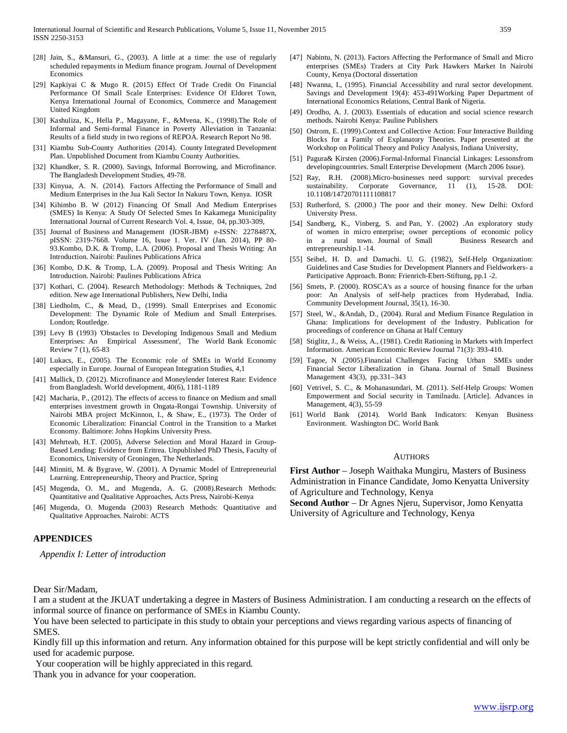[28] Jain, S., &Mansuri, G., (2003). A little at a time: the use of regularly scheduled repayments in Medium finance program. Journal of Development Economics

[29] Kapkiyai C & Mugo R. (2015) Effect Of Trade Credit On Financial Performance Of Small Scale Enterprises: Evidence Of Eldoret Town, Kenya International Journal of Economics, Commerce and Management United Kingdom

[30] Kashuliza, K., Hella P., Magayane, F., &Mvena, K., (1998).The Role of Informal and Semi-formal Finance in Poverty Alleviation in Tanzania: Results of a field study in two regions of REPOA. Research Report No 98.

[31] Kiambu Sub-County Authorities (2014). County Integrated Development Plan. Unpublished Document from Kiambu County Authorities.

[32] Khandker, S. R. (2000). Savings, Informal Borrowing, and Microfinance. The Bangladesh Development Studies, 49-78.

[33] Kinyua, A. N. (2014). Factors Affecting the Performance of Small and Medium Enterprises in the Jua Kali Sector In Nakuru Town, Kenya. IOSR

[34] Kihimbo B. W (2012) Financing Of Small And Medium Enterprises (SMES) In Kenya: A Study Of Selected Smes In Kakamega Municipality International Journal of Current Research Vol. 4, Issue, 04, pp.303-309,

[35] Journal of Business and Management (IOSR-JBM) e-ISSN: 2278487X, pISSN: 2319-7668. Volume 16, Issue 1. Ver. IV (Jan. 2014), PP 80-93.Kombo, D.K. & Tromp, L.A. (2006). Proposal and Thesis Writing: An Introduction. Nairobi: Paulines Publications Africa

[36] Kombo, D.K. & Tromp, L.A. (2009). Proposal and Thesis Writing: An Introduction. Nairobi: Paulines Publications Africa

[37] Kothari, C. (2004). Research Methodology: Methods & Techniques, 2nd edition. New age International Publishers, New Delhi, India

[38] Liedholm, C., & Mead, D., (1999). Small Enterprises and Economic Development: The Dynamic Role of Medium and Small Enterprises. London; Routledge.

[39] Levy B (1993) 'Obstacles to Developing Indigenous Small and Medium Enterprises: An Empirical Assessment', The World Bank Economic Review 7 (1), 65-83

[40] Lukacs, E., (2005). The Economic role of SMEs in World Economy especially in Europe. Journal of European Integration Studies, 4,1

[41] Mallick, D. (2012). Microfinance and Moneylender Interest Rate: Evidence from Bangladesh. World development, 40(6), 1181-1189

[42] Macharia, P., (2012). The effects of access to finance on Medium and small enterprises investment growth in Ongata-Rongai Township. University of Nairobi MBA project McKinnon, I., & Shaw, E., (1973). The Order of Economic Liberalization: Financial Control in the Transition to a Market Economy. Baltimore: Johns Hopkins University Press.

[43] Mehrteab, H.T. (2005), Adverse Selection and Moral Hazard in Group-Based Lending: Evidence from Eritrea. Unpublished PhD Thesis, Faculty of Economics, University of Groningen, The Netherlands.

[44] Minniti, M. & Bygrave, W. (2001). A Dynamic Model of Entrepreneurial Learning. Entrepreneurship, Theory and Practice, Spring

[45] Mugenda, O. M., and Mugenda, A. G. (2008).Research Methods: Quantitative and Qualitative Approaches, Acts Press, Nairobi-Kenya

[46] Mugenda, O. Mugenda (2003) Research Methods: Quantitative and Qualitative Approaches. Nairobi: ACTS

[47] Nabintu, N. (2013). Factors Affecting the Performance of Small and Micro enterprises (SMEs) Traders at City Park Hawkers Market In Nairobi County, Kenya (Doctoral dissertation

[48] Nwanna, I., (1995). Financial Accessibility and rural sector development. Savings and Development 19(4): 453-491Working Paper Department of International Economics Relations, Central Bank of Nigeria.

[49] Orodho, A. J. (2003). Essentials of education and social science research methods. Nairobi Kenya: Pauline Publishers

[50] Ostrom, E. (1999).Context and Collective Action: Four Interactive Building Blocks for a Family of Explanatory Theories. Paper presented at the Workshop on Political Theory and Policy Analysis, Indiana University,

[51] Pagura& Kirsten (2006).Formal-Informal Financial Linkages: Lessonsfrom developingcountries. Small Enterprise Development (March 2006 Issue).

[52] Ray, R.H. (2008).Micro-businesses need support: survival precedes sustainability. Corporate Governance, 11 (1), 15-28. DOI: 10.1108/14720701111108817

[53] Rutherford, S. (2000.) The poor and their money. New Delhi: Oxford University Press.

[54] Sandberg, K., Vinberg, S. and Pan, Y. (2002) .An exploratory study of women in micro enterprise; owner perceptions of economic policy in a rural town. Journal of Small Business Research and entrepreneurship.1 -14.

[55] Seibel, H. D. and Damachi. U. G. (1982), Self-Help Organization: Guidelines and Case Studies for Development Planners and Fieldworkers- a Participative Approach. Bonn: Frienrich-Ebert-Stiftung, pp.1 -2.

[56] Smets, P. (2000). ROSCA's as a source of housing finance for the urban poor: An Analysis of self-help practices from Hyderabad, India. Community Development Journal, 35(1), 16-30.

[57] Steel, W., &Andah, D., (2004). Rural and Medium Finance Regulation in Ghana: Implications for development of the Industry. Publication for proceedings of conference on Ghana at Half Century

[58] Stiglitz, J., & Weiss, A., (1981). Credit Rationing in Markets with Imperfect Information. American Economic Review Journal 71(3): 393-410.

[59] Tagoe, N .(2005).Financial Challenges Facing Urban SMEs under Financial Sector Liberalization in Ghana. Journal of Small Business Management 43(3), pp.331–343

[60] Vetrivel, S. C., & Mohanasundari, M. (2011). Self-Help Groups: Women Empowerment and Social security in Tamilnadu. [Article]. Advances in Management, 4(3), 55-59

[61] World Bank (2014). World Bank Indicators: Kenyan Business Environment. Washington DC. World Bank

## Authors

**First Author** – Joseph Waithaka Mungiru, Masters of Business Administration in Finance Candidate, Jomo Kenyatta University of Agriculture and Technology, Kenya

**Second Author** – Dr Agnes Njeru, Supervisor, Jomo Kenyatta University of Agriculture and Technology, Kenya

## APPENDICES

*Appendix I: Letter of introduction*

Dear Sir/Madam,

I am a student at the JKUAT undertaking a degree in Masters of Business Administration. I am conducting a research on the effects of informal source of finance on performance of SMEs in Kiambu County.

You have been selected to participate in this study to obtain your perceptions and views regarding various aspects of financing of SMES.

Kindly fill up this information and return. Any information obtained for this purpose will be kept strictly confidential and will only be used for academic purpose.

Your cooperation will be highly appreciated in this regard.

Thank you in advance for your cooperation.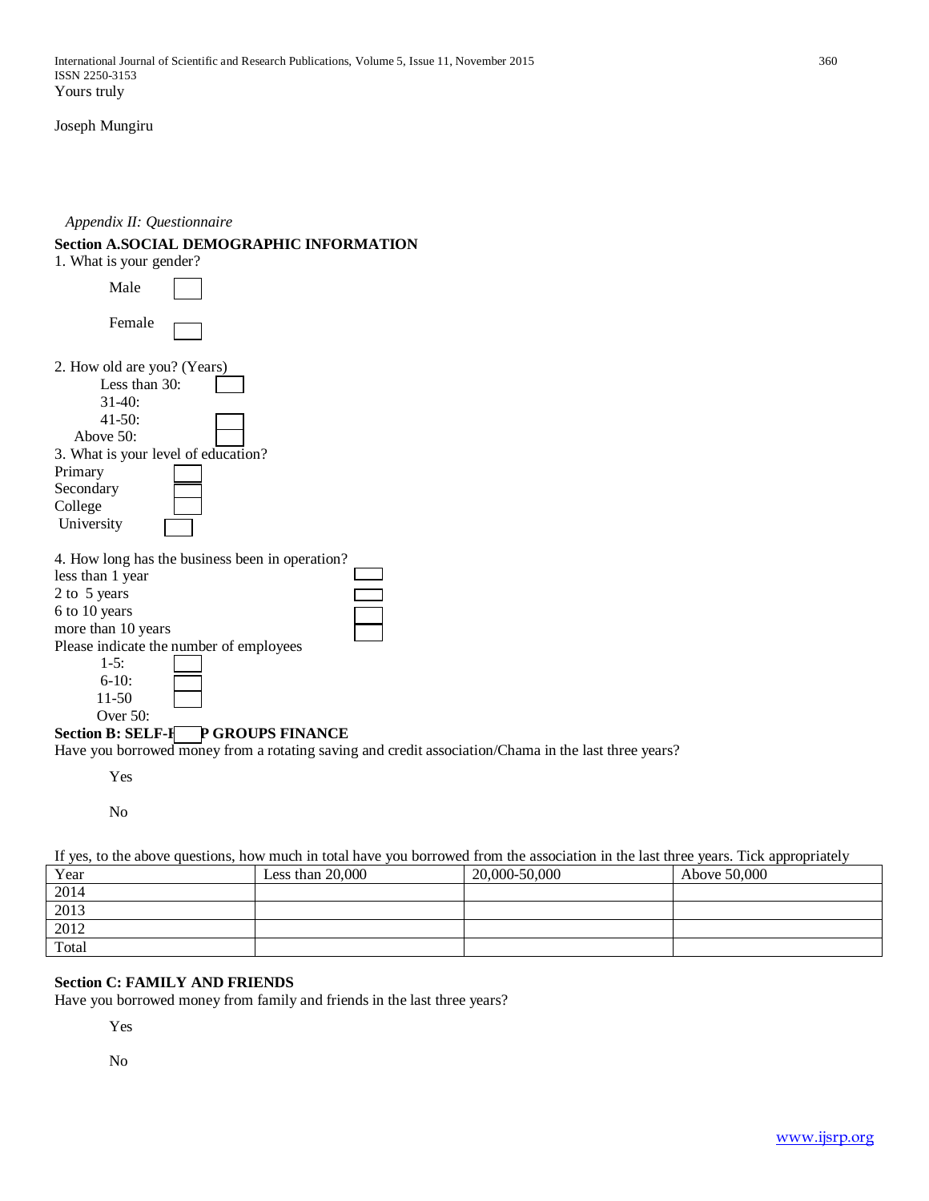Yours truly

Joseph Mungiru

*Appendix II: Questionnaire*

**Section A.SOCIAL DEMOGRAPHIC INFORMATION**

1. What is your gender?

Male

Female

2. How old are you? (Years)

Less than 30:
31-40:
41-50:
Above 50:

3. What is your level of education?

Primary
Secondary
College
University

4. How long has the business been in operation?

less than 1 year
2 to 5 years
6 to 10 years
more than 10 years

Please indicate the number of employees

1-5:
6-10:
11-50
Over 50:

**Section B: SELF-HELP GROUPS FINANCE**

Have you borrowed money from a rotating saving and credit association/Chama in the last three years?

Yes

No

If yes, to the above questions, how much in total have you borrowed from the association in the last three years. Tick appropriately

| Year | Less than 20,000 | 20,000-50,000 | Above 50,000 |
|---|---|---|---|
| 2014 | | | |
| 2013 | | | |
| 2012 | | | |
| Total | | | |

**Section C: FAMILY AND FRIENDS**

Have you borrowed money from family and friends in the last three years?

Yes

No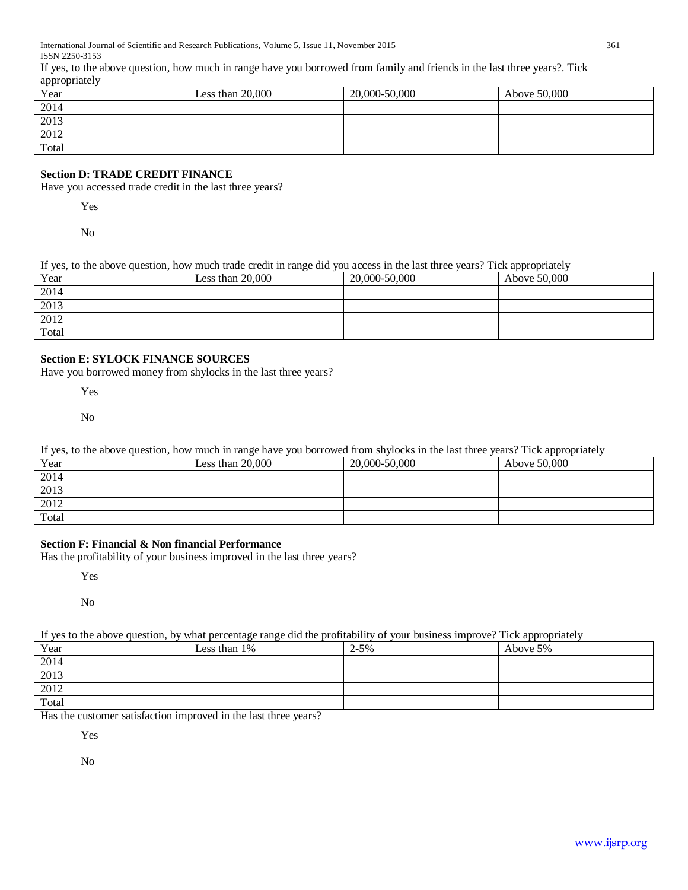If yes, to the above question, how much in range have you borrowed from family and friends in the last three years?. Tick appropriately

| Year | Less than 20,000 | 20,000-50,000 | Above 50,000 |
| --- | --- | --- | --- |
| 2014 | | | |
| 2013 | | | |
| 2012 | | | |
| Total | | | |

**Section D: TRADE CREDIT FINANCE**

Have you accessed trade credit in the last three years?

Yes

No

If yes, to the above question, how much trade credit in range did you access in the last three years? Tick appropriately

| Year | Less than 20,000 | 20,000-50,000 | Above 50,000 |
| --- | --- | --- | --- |
| 2014 | | | |
| 2013 | | | |
| 2012 | | | |
| Total | | | |

**Section E: SYLOCK FINANCE SOURCES**

Have you borrowed money from shylocks in the last three years?

Yes

No

If yes, to the above question, how much in range have you borrowed from shylocks in the last three years? Tick appropriately

| Year | Less than 20,000 | 20,000-50,000 | Above 50,000 |
| --- | --- | --- | --- |
| 2014 | | | |
| 2013 | | | |
| 2012 | | | |
| Total | | | |

**Section F: Financial & Non financial Performance**

Has the profitability of your business improved in the last three years?

Yes

No

If yes to the above question, by what percentage range did the profitability of your business improve? Tick appropriately

| Year | Less than 1% | 2-5% | Above 5% |
| --- | --- | --- | --- |
| 2014 | | | |
| 2013 | | | |
| 2012 | | | |
| Total | | | |

Has the customer satisfaction improved in the last three years?

Yes

No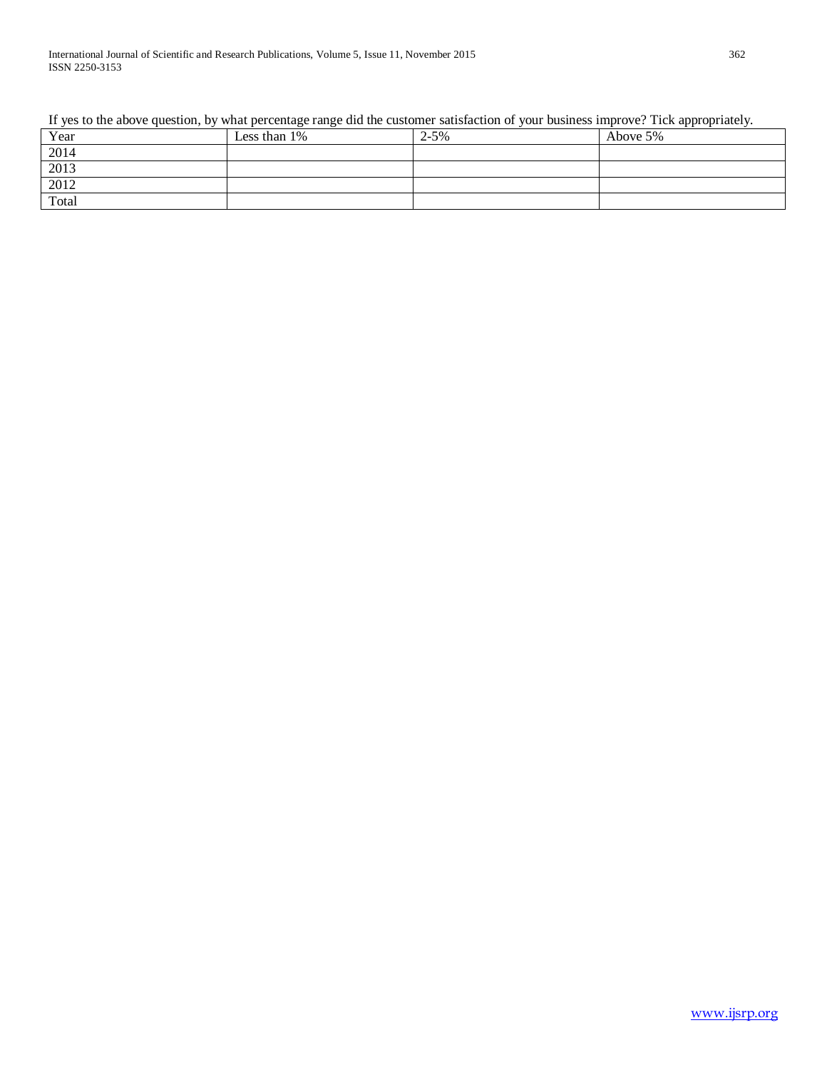If yes to the above question, by what percentage range did the customer satisfaction of your business improve? Tick appropriately.

| Year | Less than 1% | 2-5% | Above 5% |
|---|---|---|---|
| 2014 | | | |
| 2013 | | | |
| 2012 | | | |
| Total | | | |